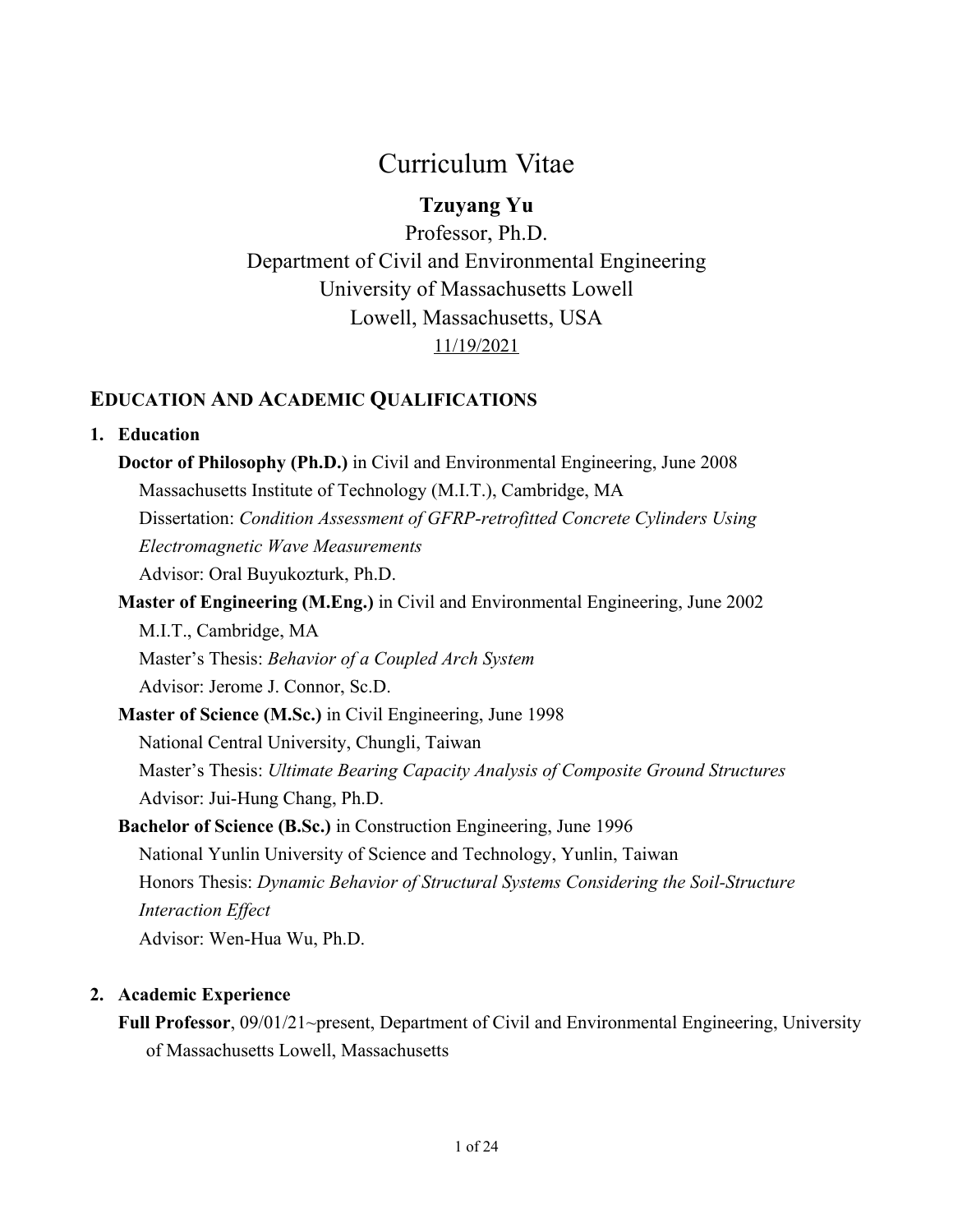# Curriculum Vitae

**Tzuyang Yu**

Professor, Ph.D.
Department of Civil and Environmental Engineering
University of Massachusetts Lowell
Lowell, Massachusetts, USA
11/19/2021

## EDUCATION AND ACADEMIC QUALIFICATIONS

### 1. Education

**Doctor of Philosophy (Ph.D.)** in Civil and Environmental Engineering, June 2008
Massachusetts Institute of Technology (M.I.T.), Cambridge, MA
Dissertation: *Condition Assessment of GFRP-retrofitted Concrete Cylinders Using Electromagnetic Wave Measurements*
Advisor: Oral Buyukozturk, Ph.D.

**Master of Engineering (M.Eng.)** in Civil and Environmental Engineering, June 2002
M.I.T., Cambridge, MA
Master's Thesis: *Behavior of a Coupled Arch System*
Advisor: Jerome J. Connor, Sc.D.

**Master of Science (M.Sc.)** in Civil Engineering, June 1998
National Central University, Chungli, Taiwan
Master's Thesis: *Ultimate Bearing Capacity Analysis of Composite Ground Structures*
Advisor: Jui-Hung Chang, Ph.D.

**Bachelor of Science (B.Sc.)** in Construction Engineering, June 1996
National Yunlin University of Science and Technology, Yunlin, Taiwan
Honors Thesis: *Dynamic Behavior of Structural Systems Considering the Soil-Structure Interaction Effect*
Advisor: Wen-Hua Wu, Ph.D.

### 2. Academic Experience

**Full Professor**, 09/01/21~present, Department of Civil and Environmental Engineering, University of Massachusetts Lowell, Massachusetts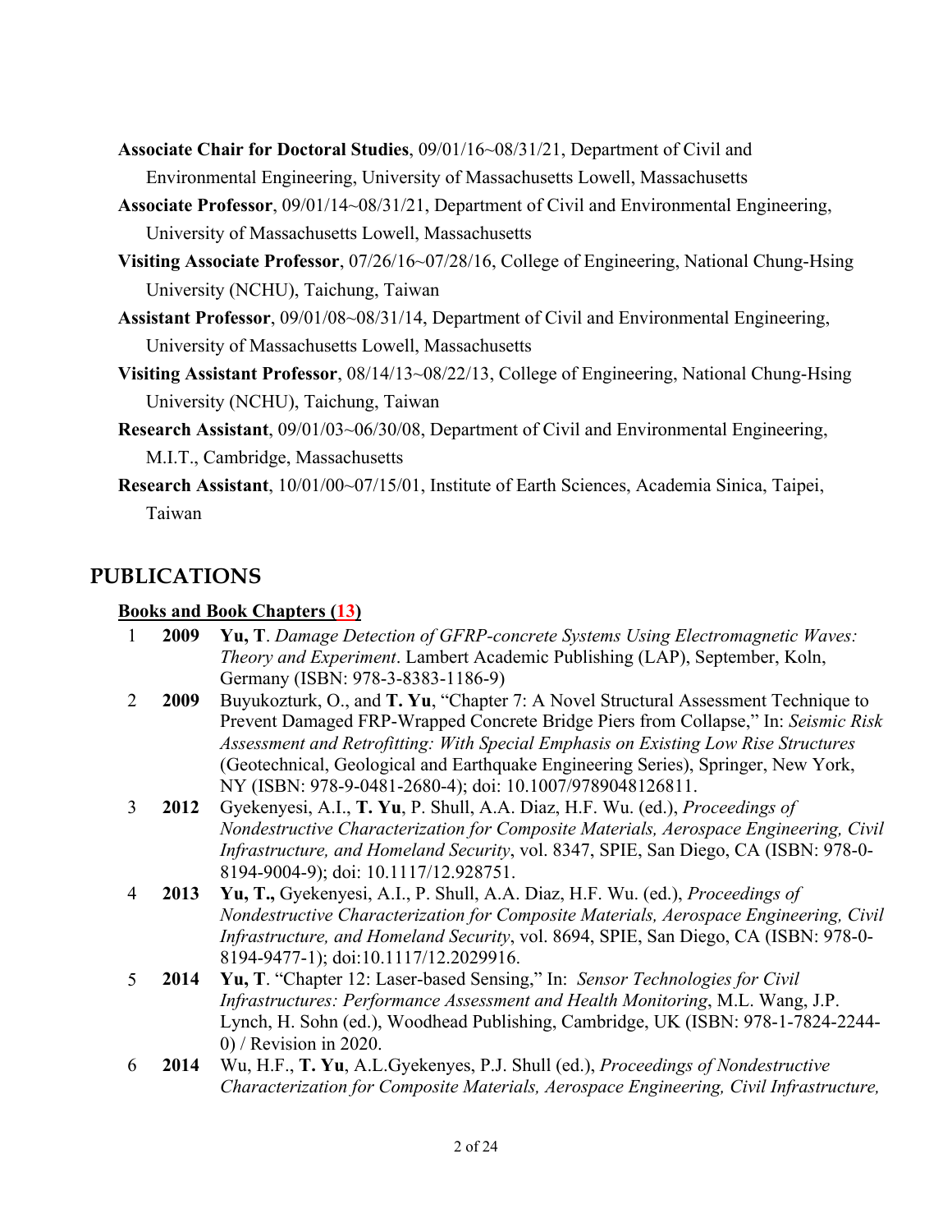**Associate Chair for Doctoral Studies**, 09/01/16~08/31/21, Department of Civil and Environmental Engineering, University of Massachusetts Lowell, Massachusetts

**Associate Professor**, 09/01/14~08/31/21, Department of Civil and Environmental Engineering, University of Massachusetts Lowell, Massachusetts

**Visiting Associate Professor**, 07/26/16~07/28/16, College of Engineering, National Chung-Hsing University (NCHU), Taichung, Taiwan

**Assistant Professor**, 09/01/08~08/31/14, Department of Civil and Environmental Engineering, University of Massachusetts Lowell, Massachusetts

**Visiting Assistant Professor**, 08/14/13~08/22/13, College of Engineering, National Chung-Hsing University (NCHU), Taichung, Taiwan

**Research Assistant**, 09/01/03~06/30/08, Department of Civil and Environmental Engineering, M.I.T., Cambridge, Massachusetts

**Research Assistant**, 10/01/00~07/15/01, Institute of Earth Sciences, Academia Sinica, Taipei, Taiwan

## PUBLICATIONS

### Books and Book Chapters (13)

1 **2009** **Yu, T**. *Damage Detection of GFRP-concrete Systems Using Electromagnetic Waves: Theory and Experiment*. Lambert Academic Publishing (LAP), September, Koln, Germany (ISBN: 978-3-8383-1186-9)

2 **2009** Buyukozturk, O., and **T. Yu**, "Chapter 7: A Novel Structural Assessment Technique to Prevent Damaged FRP-Wrapped Concrete Bridge Piers from Collapse," In: *Seismic Risk Assessment and Retrofitting: With Special Emphasis on Existing Low Rise Structures* (Geotechnical, Geological and Earthquake Engineering Series), Springer, New York, NY (ISBN: 978-9-0481-2680-4); doi: 10.1007/9789048126811.

3 **2012** Gyekenyesi, A.I., **T. Yu**, P. Shull, A.A. Diaz, H.F. Wu. (ed.), *Proceedings of Nondestructive Characterization for Composite Materials, Aerospace Engineering, Civil Infrastructure, and Homeland Security*, vol. 8347, SPIE, San Diego, CA (ISBN: 978-0-8194-9004-9); doi: 10.1117/12.928751.

4 **2013** **Yu, T.,** Gyekenyesi, A.I., P. Shull, A.A. Diaz, H.F. Wu. (ed.), *Proceedings of Nondestructive Characterization for Composite Materials, Aerospace Engineering, Civil Infrastructure, and Homeland Security*, vol. 8694, SPIE, San Diego, CA (ISBN: 978-0-8194-9477-1); doi:10.1117/12.2029916.

5 **2014** **Yu, T**. "Chapter 12: Laser-based Sensing," In: *Sensor Technologies for Civil Infrastructures: Performance Assessment and Health Monitoring*, M.L. Wang, J.P. Lynch, H. Sohn (ed.), Woodhead Publishing, Cambridge, UK (ISBN: 978-1-7824-2244-0) / Revision in 2020.

6 **2014** Wu, H.F., **T. Yu**, A.L.Gyekenyes, P.J. Shull (ed.), *Proceedings of Nondestructive Characterization for Composite Materials, Aerospace Engineering, Civil Infrastructure,*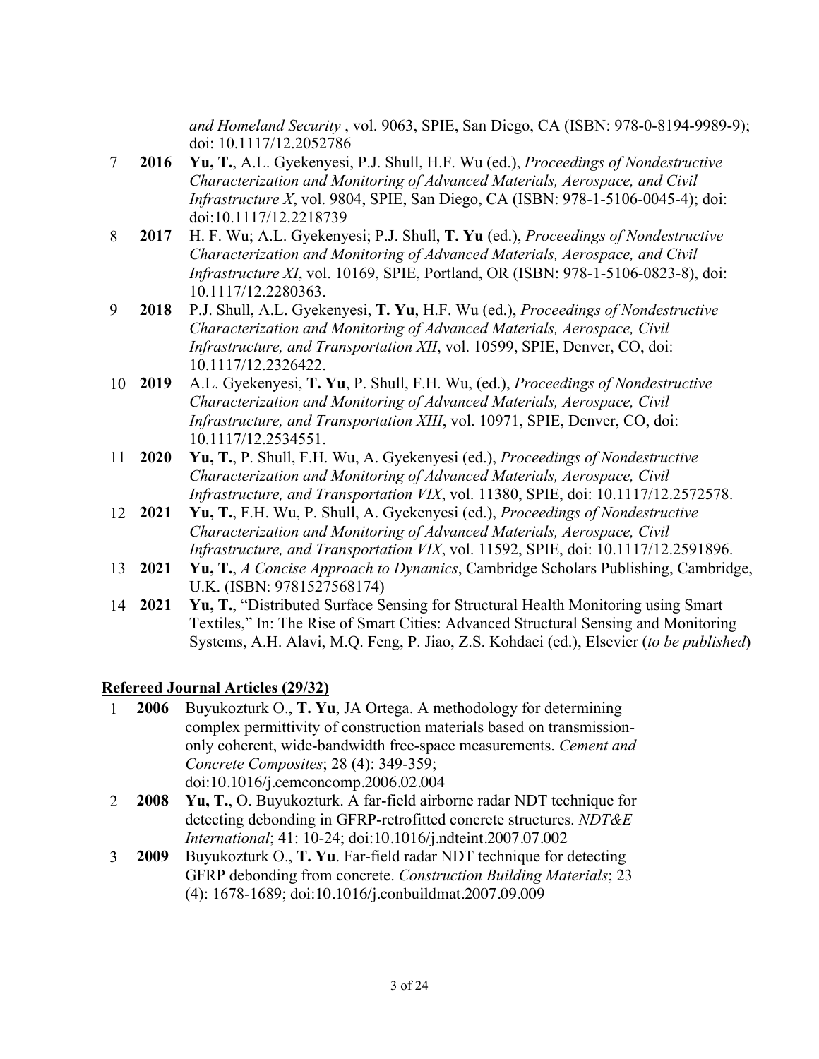*and Homeland Security* , vol. 9063, SPIE, San Diego, CA (ISBN: 978-0-8194-9989-9); doi: 10.1117/12.2052786

7 **2016** **Yu, T.**, A.L. Gyekenyesi, P.J. Shull, H.F. Wu (ed.), *Proceedings of Nondestructive Characterization and Monitoring of Advanced Materials, Aerospace, and Civil Infrastructure X*, vol. 9804, SPIE, San Diego, CA (ISBN: 978-1-5106-0045-4); doi: doi:10.1117/12.2218739

8 **2017** H. F. Wu; A.L. Gyekenyesi; P.J. Shull, **T. Yu** (ed.), *Proceedings of Nondestructive Characterization and Monitoring of Advanced Materials, Aerospace, and Civil Infrastructure XI*, vol. 10169, SPIE, Portland, OR (ISBN: 978-1-5106-0823-8), doi: 10.1117/12.2280363.

9 **2018** P.J. Shull, A.L. Gyekenyesi, **T. Yu**, H.F. Wu (ed.), *Proceedings of Nondestructive Characterization and Monitoring of Advanced Materials, Aerospace, Civil Infrastructure, and Transportation XII*, vol. 10599, SPIE, Denver, CO, doi: 10.1117/12.2326422.

10 **2019** A.L. Gyekenyesi, **T. Yu**, P. Shull, F.H. Wu, (ed.), *Proceedings of Nondestructive Characterization and Monitoring of Advanced Materials, Aerospace, Civil Infrastructure, and Transportation XIII*, vol. 10971, SPIE, Denver, CO, doi: 10.1117/12.2534551.

11 **2020** **Yu, T.**, P. Shull, F.H. Wu, A. Gyekenyesi (ed.), *Proceedings of Nondestructive Characterization and Monitoring of Advanced Materials, Aerospace, Civil Infrastructure, and Transportation VIX*, vol. 11380, SPIE, doi: 10.1117/12.2572578.

12 **2021** **Yu, T.**, F.H. Wu, P. Shull, A. Gyekenyesi (ed.), *Proceedings of Nondestructive Characterization and Monitoring of Advanced Materials, Aerospace, Civil Infrastructure, and Transportation VIX*, vol. 11592, SPIE, doi: 10.1117/12.2591896.

13 **2021** **Yu, T.**, *A Concise Approach to Dynamics*, Cambridge Scholars Publishing, Cambridge, U.K. (ISBN: 9781527568174)

14 **2021** **Yu, T.**, "Distributed Surface Sensing for Structural Health Monitoring using Smart Textiles," In: The Rise of Smart Cities: Advanced Structural Sensing and Monitoring Systems, A.H. Alavi, M.Q. Feng, P. Jiao, Z.S. Kohdaei (ed.), Elsevier (*to be published*)

## Refereed Journal Articles (29/32)

1 **2006** Buyukozturk O., **T. Yu**, JA Ortega. A methodology for determining complex permittivity of construction materials based on transmission-only coherent, wide-bandwidth free-space measurements. *Cement and Concrete Composites*; 28 (4): 349-359; doi:10.1016/j.cemconcomp.2006.02.004

2 **2008** **Yu, T.**, O. Buyukozturk. A far-field airborne radar NDT technique for detecting debonding in GFRP-retrofitted concrete structures. *NDT&E International*; 41: 10-24; doi:10.1016/j.ndteint.2007.07.002

3 **2009** Buyukozturk O., **T. Yu**. Far-field radar NDT technique for detecting GFRP debonding from concrete. *Construction Building Materials*; 23 (4): 1678-1689; doi:10.1016/j.conbuildmat.2007.09.009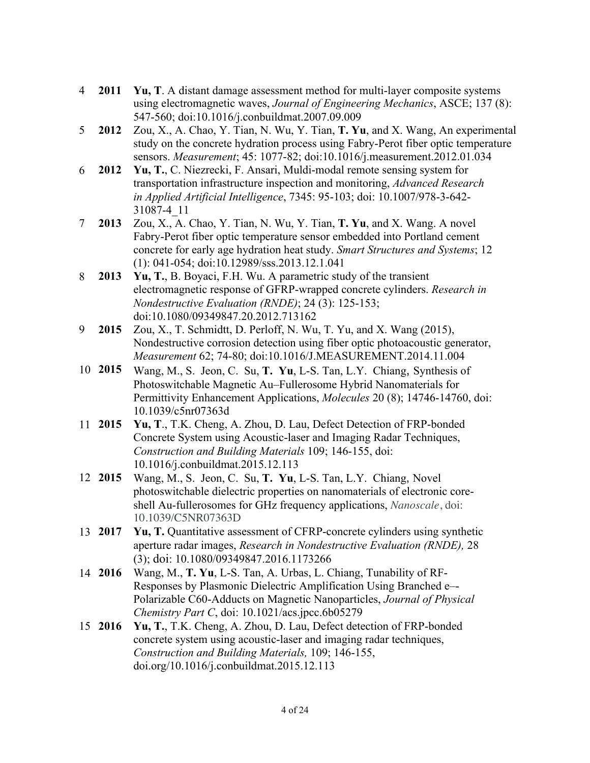4 **2011** **Yu, T**. A distant damage assessment method for multi-layer composite systems using electromagnetic waves, *Journal of Engineering Mechanics*, ASCE; 137 (8): 547-560; doi:10.1016/j.conbuildmat.2007.09.009

5 **2012** Zou, X., A. Chao, Y. Tian, N. Wu, Y. Tian, **T. Yu**, and X. Wang, An experimental study on the concrete hydration process using Fabry-Perot fiber optic temperature sensors. *Measurement*; 45: 1077-82; doi:10.1016/j.measurement.2012.01.034

6 **2012** **Yu, T.**, C. Niezrecki, F. Ansari, Muldi-modal remote sensing system for transportation infrastructure inspection and monitoring, *Advanced Research in Applied Artificial Intelligence*, 7345: 95-103; doi: 10.1007/978-3-642-31087-4_11

7 **2013** Zou, X., A. Chao, Y. Tian, N. Wu, Y. Tian, **T. Yu**, and X. Wang. A novel Fabry-Perot fiber optic temperature sensor embedded into Portland cement concrete for early age hydration heat study. *Smart Structures and Systems*; 12 (1): 041-054; doi:10.12989/sss.2013.12.1.041

8 **2013** **Yu, T.**, B. Boyaci, F.H. Wu. A parametric study of the transient electromagnetic response of GFRP-wrapped concrete cylinders. *Research in Nondestructive Evaluation (RNDE)*; 24 (3): 125-153; doi:10.1080/09349847.20.2012.713162

9 **2015** Zou, X., T. Schmidtt, D. Perloff, N. Wu, T. Yu, and X. Wang (2015), Nondestructive corrosion detection using fiber optic photoacoustic generator, *Measurement* 62; 74-80; doi:10.1016/J.MEASUREMENT.2014.11.004

10 **2015** Wang, M., S. Jeon, C. Su, **T. Yu**, L-S. Tan, L.Y. Chiang, Synthesis of Photoswitchable Magnetic Au–Fullerosome Hybrid Nanomaterials for Permittivity Enhancement Applications, *Molecules* 20 (8); 14746-14760, doi: 10.1039/c5nr07363d

11 **2015** **Yu, T**., T.K. Cheng, A. Zhou, D. Lau, Defect Detection of FRP-bonded Concrete System using Acoustic-laser and Imaging Radar Techniques, *Construction and Building Materials* 109; 146-155, doi: 10.1016/j.conbuildmat.2015.12.113

12 **2015** Wang, M., S. Jeon, C. Su, **T. Yu**, L-S. Tan, L.Y. Chiang, Novel photoswitchable dielectric properties on nanomaterials of electronic core-shell Au-fullerosomes for GHz frequency applications, *Nanoscale*, doi: 10.1039/C5NR07363D

13 **2017** **Yu, T.** Quantitative assessment of CFRP-concrete cylinders using synthetic aperture radar images, *Research in Nondestructive Evaluation (RNDE),* 28 (3); doi: 10.1080/09349847.2016.1173266

14 **2016** Wang, M., **T. Yu**, L-S. Tan, A. Urbas, L. Chiang, Tunability of RF-Responses by Plasmonic Dielectric Amplification Using Branched e–-Polarizable C60-Adducts on Magnetic Nanoparticles, *Journal of Physical Chemistry Part C*, doi: 10.1021/acs.jpcc.6b05279

15 **2016** **Yu, T.**, T.K. Cheng, A. Zhou, D. Lau, Defect detection of FRP-bonded concrete system using acoustic-laser and imaging radar techniques, *Construction and Building Materials,* 109; 146-155, doi.org/10.1016/j.conbuildmat.2015.12.113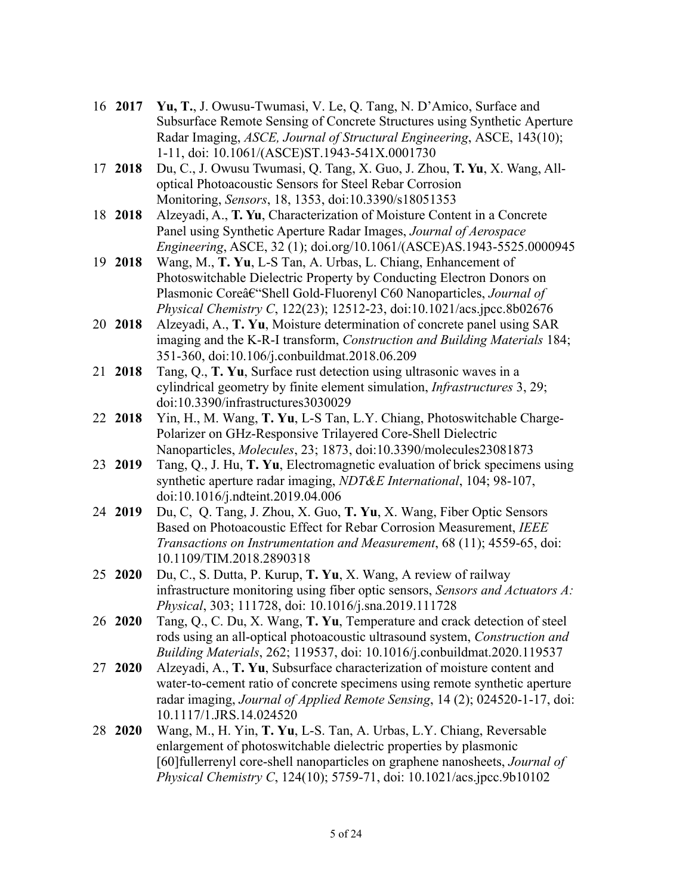16 **2017** **Yu, T.**, J. Owusu-Twumasi, V. Le, Q. Tang, N. D'Amico, Surface and Subsurface Remote Sensing of Concrete Structures using Synthetic Aperture Radar Imaging, *ASCE, Journal of Structural Engineering*, ASCE, 143(10); 1-11, doi: 10.1061/(ASCE)ST.1943-541X.0001730

17 **2018** Du, C., J. Owusu Twumasi, Q. Tang, X. Guo, J. Zhou, **T. Yu**, X. Wang, All-optical Photoacoustic Sensors for Steel Rebar Corrosion Monitoring, *Sensors*, 18, 1353, doi:10.3390/s18051353

18 **2018** Alzeyadi, A., **T. Yu**, Characterization of Moisture Content in a Concrete Panel using Synthetic Aperture Radar Images, *Journal of Aerospace Engineering*, ASCE, 32 (1); doi.org/10.1061/(ASCE)AS.1943-5525.0000945

19 **2018** Wang, M., **T. Yu**, L-S Tan, A. Urbas, L. Chiang, Enhancement of Photoswitchable Dielectric Property by Conducting Electron Donors on Plasmonic Coreâ€"Shell Gold-Fluorenyl C60 Nanoparticles, *Journal of Physical Chemistry C*, 122(23); 12512-23, doi:10.1021/acs.jpcc.8b02676

20 **2018** Alzeyadi, A., **T. Yu**, Moisture determination of concrete panel using SAR imaging and the K-R-I transform, *Construction and Building Materials* 184; 351-360, doi:10.106/j.conbuildmat.2018.06.209

21 **2018** Tang, Q., **T. Yu**, Surface rust detection using ultrasonic waves in a cylindrical geometry by finite element simulation, *Infrastructures* 3, 29; doi:10.3390/infrastructures3030029

22 **2018** Yin, H., M. Wang, **T. Yu**, L-S Tan, L.Y. Chiang, Photoswitchable Charge-Polarizer on GHz-Responsive Trilayered Core-Shell Dielectric Nanoparticles, *Molecules*, 23; 1873, doi:10.3390/molecules23081873

23 **2019** Tang, Q., J. Hu, **T. Yu**, Electromagnetic evaluation of brick specimens using synthetic aperture radar imaging, *NDT&E International*, 104; 98-107, doi:10.1016/j.ndteint.2019.04.006

24 **2019** Du, C, Q. Tang, J. Zhou, X. Guo, **T. Yu**, X. Wang, Fiber Optic Sensors Based on Photoacoustic Effect for Rebar Corrosion Measurement, *IEEE Transactions on Instrumentation and Measurement*, 68 (11); 4559-65, doi: 10.1109/TIM.2018.2890318

25 **2020** Du, C., S. Dutta, P. Kurup, **T. Yu**, X. Wang, A review of railway infrastructure monitoring using fiber optic sensors, *Sensors and Actuators A: Physical*, 303; 111728, doi: 10.1016/j.sna.2019.111728

26 **2020** Tang, Q., C. Du, X. Wang, **T. Yu**, Temperature and crack detection of steel rods using an all-optical photoacoustic ultrasound system, *Construction and Building Materials*, 262; 119537, doi: 10.1016/j.conbuildmat.2020.119537

27 **2020** Alzeyadi, A., **T. Yu**, Subsurface characterization of moisture content and water-to-cement ratio of concrete specimens using remote synthetic aperture radar imaging, *Journal of Applied Remote Sensing*, 14 (2); 024520-1-17, doi: 10.1117/1.JRS.14.024520

28 **2020** Wang, M., H. Yin, **T. Yu**, L-S. Tan, A. Urbas, L.Y. Chiang, Reversable enlargement of photoswitchable dielectric properties by plasmonic [60]fullerrenyl core-shell nanoparticles on graphene nanosheets, *Journal of Physical Chemistry C*, 124(10); 5759-71, doi: 10.1021/acs.jpcc.9b10102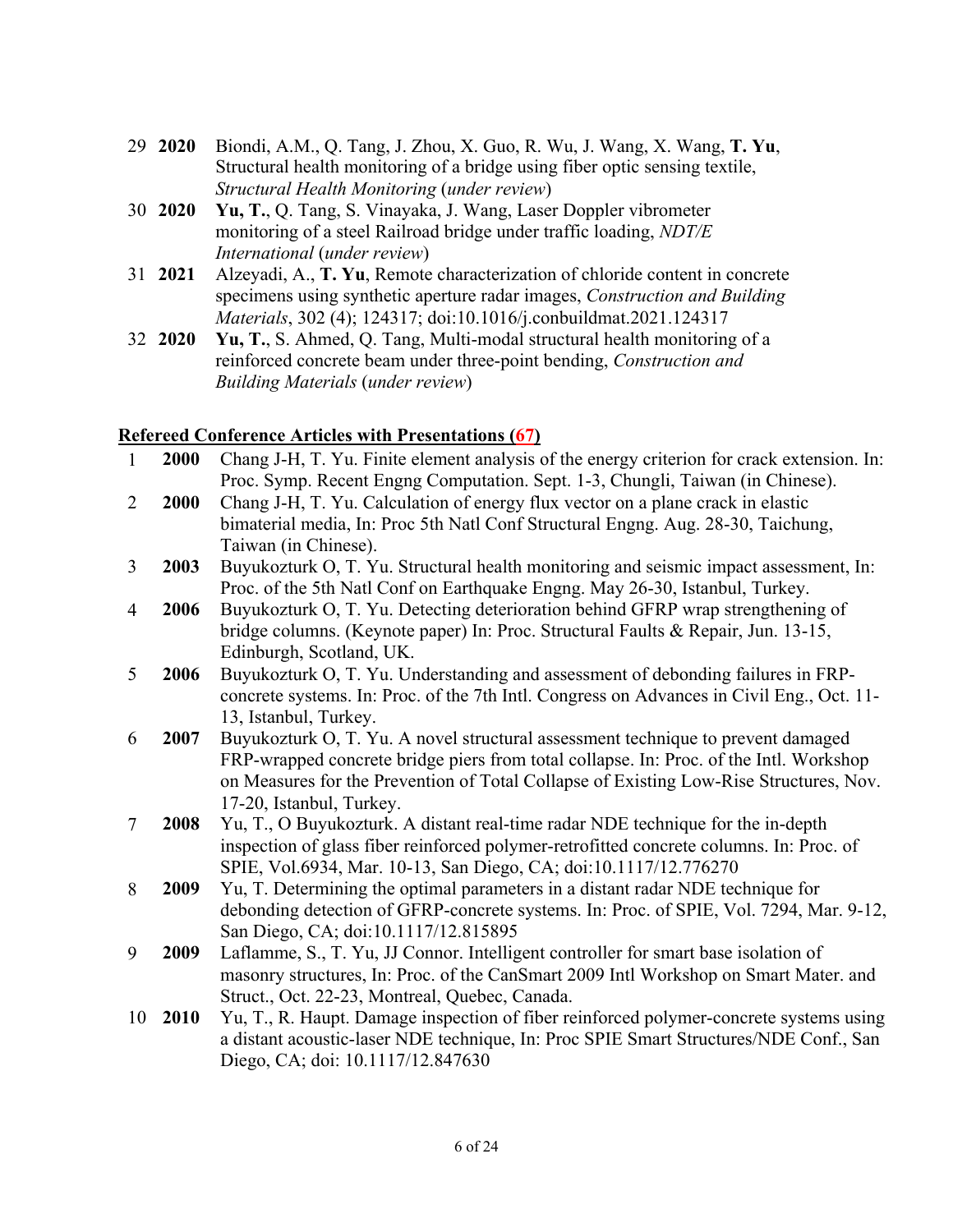29 **2020** Biondi, A.M., Q. Tang, J. Zhou, X. Guo, R. Wu, J. Wang, X. Wang, **T. Yu**, Structural health monitoring of a bridge using fiber optic sensing textile, *Structural Health Monitoring* (*under review*)

30 **2020** **Yu, T.**, Q. Tang, S. Vinayaka, J. Wang, Laser Doppler vibrometer monitoring of a steel Railroad bridge under traffic loading, *NDT/E International* (*under review*)

31 **2021** Alzeyadi, A., **T. Yu**, Remote characterization of chloride content in concrete specimens using synthetic aperture radar images, *Construction and Building Materials*, 302 (4); 124317; doi:10.1016/j.conbuildmat.2021.124317

32 **2020** **Yu, T.**, S. Ahmed, Q. Tang, Multi-modal structural health monitoring of a reinforced concrete beam under three-point bending, *Construction and Building Materials* (*under review*)

## Refereed Conference Articles with Presentations (67)

1 **2000** Chang J-H, T. Yu. Finite element analysis of the energy criterion for crack extension. In: Proc. Symp. Recent Engng Computation. Sept. 1-3, Chungli, Taiwan (in Chinese).

2 **2000** Chang J-H, T. Yu. Calculation of energy flux vector on a plane crack in elastic bimaterial media, In: Proc 5th Natl Conf Structural Engng. Aug. 28-30, Taichung, Taiwan (in Chinese).

3 **2003** Buyukozturk O, T. Yu. Structural health monitoring and seismic impact assessment, In: Proc. of the 5th Natl Conf on Earthquake Engng. May 26-30, Istanbul, Turkey.

4 **2006** Buyukozturk O, T. Yu. Detecting deterioration behind GFRP wrap strengthening of bridge columns. (Keynote paper) In: Proc. Structural Faults & Repair, Jun. 13-15, Edinburgh, Scotland, UK.

5 **2006** Buyukozturk O, T. Yu. Understanding and assessment of debonding failures in FRP-concrete systems. In: Proc. of the 7th Intl. Congress on Advances in Civil Eng., Oct. 11-13, Istanbul, Turkey.

6 **2007** Buyukozturk O, T. Yu. A novel structural assessment technique to prevent damaged FRP-wrapped concrete bridge piers from total collapse. In: Proc. of the Intl. Workshop on Measures for the Prevention of Total Collapse of Existing Low-Rise Structures, Nov. 17-20, Istanbul, Turkey.

7 **2008** Yu, T., O Buyukozturk. A distant real-time radar NDE technique for the in-depth inspection of glass fiber reinforced polymer-retrofitted concrete columns. In: Proc. of SPIE, Vol.6934, Mar. 10-13, San Diego, CA; doi:10.1117/12.776270

8 **2009** Yu, T. Determining the optimal parameters in a distant radar NDE technique for debonding detection of GFRP-concrete systems. In: Proc. of SPIE, Vol. 7294, Mar. 9-12, San Diego, CA; doi:10.1117/12.815895

9 **2009** Laflamme, S., T. Yu, JJ Connor. Intelligent controller for smart base isolation of masonry structures, In: Proc. of the CanSmart 2009 Intl Workshop on Smart Mater. and Struct., Oct. 22-23, Montreal, Quebec, Canada.

10 **2010** Yu, T., R. Haupt. Damage inspection of fiber reinforced polymer-concrete systems using a distant acoustic-laser NDE technique, In: Proc SPIE Smart Structures/NDE Conf., San Diego, CA; doi: 10.1117/12.847630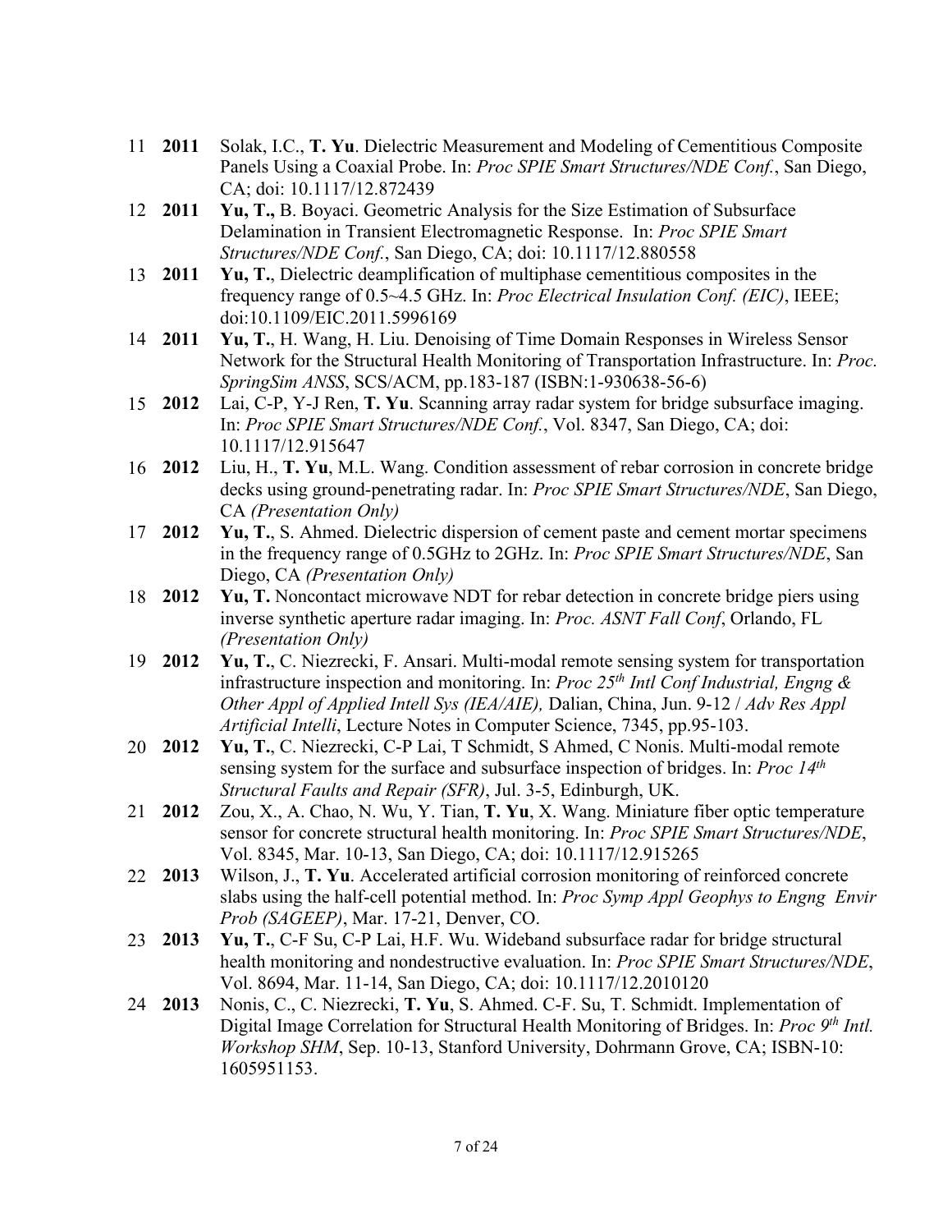11 **2011** Solak, I.C., **T. Yu**. Dielectric Measurement and Modeling of Cementitious Composite Panels Using a Coaxial Probe. In: *Proc SPIE Smart Structures/NDE Conf.*, San Diego, CA; doi: 10.1117/12.872439

12 **2011** **Yu, T.,** B. Boyaci. Geometric Analysis for the Size Estimation of Subsurface Delamination in Transient Electromagnetic Response. In: *Proc SPIE Smart Structures/NDE Conf.*, San Diego, CA; doi: 10.1117/12.880558

13 **2011** **Yu, T.**, Dielectric deamplification of multiphase cementitious composites in the frequency range of 0.5~4.5 GHz. In: *Proc Electrical Insulation Conf. (EIC)*, IEEE; doi:10.1109/EIC.2011.5996169

14 **2011** **Yu, T.**, H. Wang, H. Liu. Denoising of Time Domain Responses in Wireless Sensor Network for the Structural Health Monitoring of Transportation Infrastructure. In: *Proc. SpringSim ANSS*, SCS/ACM, pp.183-187 (ISBN:1-930638-56-6)

15 **2012** Lai, C-P, Y-J Ren, **T. Yu**. Scanning array radar system for bridge subsurface imaging. In: *Proc SPIE Smart Structures/NDE Conf.*, Vol. 8347, San Diego, CA; doi: 10.1117/12.915647

16 **2012** Liu, H., **T. Yu**, M.L. Wang. Condition assessment of rebar corrosion in concrete bridge decks using ground-penetrating radar. In: *Proc SPIE Smart Structures/NDE*, San Diego, CA *(Presentation Only)*

17 **2012** **Yu, T.**, S. Ahmed. Dielectric dispersion of cement paste and cement mortar specimens in the frequency range of 0.5GHz to 2GHz. In: *Proc SPIE Smart Structures/NDE*, San Diego, CA *(Presentation Only)*

18 **2012** **Yu, T.** Noncontact microwave NDT for rebar detection in concrete bridge piers using inverse synthetic aperture radar imaging. In: *Proc. ASNT Fall Conf*, Orlando, FL *(Presentation Only)*

19 **2012** **Yu, T.**, C. Niezrecki, F. Ansari. Multi-modal remote sensing system for transportation infrastructure inspection and monitoring. In: *Proc 25th Intl Conf Industrial, Engng & Other Appl of Applied Intell Sys (IEA/AIE),* Dalian, China, Jun. 9-12 / *Adv Res Appl Artificial Intelli*, Lecture Notes in Computer Science, 7345, pp.95-103.

20 **2012** **Yu, T.**, C. Niezrecki, C-P Lai, T Schmidt, S Ahmed, C Nonis. Multi-modal remote sensing system for the surface and subsurface inspection of bridges. In: *Proc 14th Structural Faults and Repair (SFR)*, Jul. 3-5, Edinburgh, UK.

21 **2012** Zou, X., A. Chao, N. Wu, Y. Tian, **T. Yu**, X. Wang. Miniature fiber optic temperature sensor for concrete structural health monitoring. In: *Proc SPIE Smart Structures/NDE*, Vol. 8345, Mar. 10-13, San Diego, CA; doi: 10.1117/12.915265

22 **2013** Wilson, J., **T. Yu**. Accelerated artificial corrosion monitoring of reinforced concrete slabs using the half-cell potential method. In: *Proc Symp Appl Geophys to Engng Envir Prob (SAGEEP)*, Mar. 17-21, Denver, CO.

23 **2013** **Yu, T.**, C-F Su, C-P Lai, H.F. Wu. Wideband subsurface radar for bridge structural health monitoring and nondestructive evaluation. In: *Proc SPIE Smart Structures/NDE*, Vol. 8694, Mar. 11-14, San Diego, CA; doi: 10.1117/12.2010120

24 **2013** Nonis, C., C. Niezrecki, **T. Yu**, S. Ahmed. C-F. Su, T. Schmidt. Implementation of Digital Image Correlation for Structural Health Monitoring of Bridges. In: *Proc 9th Intl. Workshop SHM*, Sep. 10-13, Stanford University, Dohrmann Grove, CA; ISBN-10: 1605951153.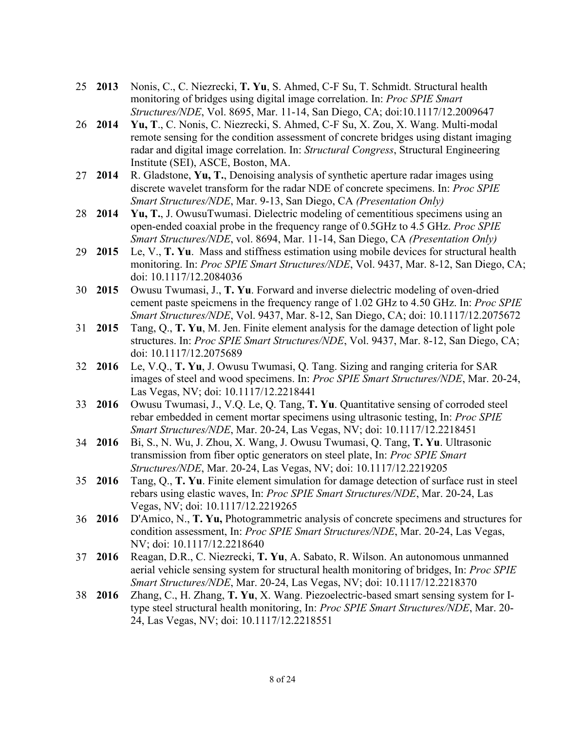25 **2013** Nonis, C., C. Niezrecki, **T. Yu**, S. Ahmed, C-F Su, T. Schmidt. Structural health monitoring of bridges using digital image correlation. In: *Proc SPIE Smart Structures/NDE*, Vol. 8695, Mar. 11-14, San Diego, CA; doi:10.1117/12.2009647

26 **2014** **Yu, T**., C. Nonis, C. Niezrecki, S. Ahmed, C-F Su, X. Zou, X. Wang. Multi-modal remote sensing for the condition assessment of concrete bridges using distant imaging radar and digital image correlation. In: *Structural Congress*, Structural Engineering Institute (SEI), ASCE, Boston, MA.

27 **2014** R. Gladstone, **Yu, T.**, Denoising analysis of synthetic aperture radar images using discrete wavelet transform for the radar NDE of concrete specimens. In: *Proc SPIE Smart Structures/NDE*, Mar. 9-13, San Diego, CA *(Presentation Only)*

28 **2014** **Yu, T.**, J. OwusuTwumasi. Dielectric modeling of cementitious specimens using an open-ended coaxial probe in the frequency range of 0.5GHz to 4.5 GHz. *Proc SPIE Smart Structures/NDE*, vol. 8694, Mar. 11-14, San Diego, CA *(Presentation Only)*

29 **2015** Le, V., **T. Yu**. Mass and stiffness estimation using mobile devices for structural health monitoring. In: *Proc SPIE Smart Structures/NDE*, Vol. 9437, Mar. 8-12, San Diego, CA; doi: 10.1117/12.2084036

30 **2015** Owusu Twumasi, J., **T. Yu**. Forward and inverse dielectric modeling of oven-dried cement paste speicmens in the frequency range of 1.02 GHz to 4.50 GHz. In: *Proc SPIE Smart Structures/NDE*, Vol. 9437, Mar. 8-12, San Diego, CA; doi: 10.1117/12.2075672

31 **2015** Tang, Q., **T. Yu**, M. Jen. Finite element analysis for the damage detection of light pole structures. In: *Proc SPIE Smart Structures/NDE*, Vol. 9437, Mar. 8-12, San Diego, CA; doi: 10.1117/12.2075689

32 **2016** Le, V.Q., **T. Yu**, J. Owusu Twumasi, Q. Tang. Sizing and ranging criteria for SAR images of steel and wood specimens. In: *Proc SPIE Smart Structures/NDE*, Mar. 20-24, Las Vegas, NV; doi: 10.1117/12.2218441

33 **2016** Owusu Twumasi, J., V.Q. Le, Q. Tang, **T. Yu**. Quantitative sensing of corroded steel rebar embedded in cement mortar specimens using ultrasonic testing, In: *Proc SPIE Smart Structures/NDE*, Mar. 20-24, Las Vegas, NV; doi: 10.1117/12.2218451

34 **2016** Bi, S., N. Wu, J. Zhou, X. Wang, J. Owusu Twumasi, Q. Tang, **T. Yu**. Ultrasonic transmission from fiber optic generators on steel plate, In: *Proc SPIE Smart Structures/NDE*, Mar. 20-24, Las Vegas, NV; doi: 10.1117/12.2219205

35 **2016** Tang, Q., **T. Yu**. Finite element simulation for damage detection of surface rust in steel rebars using elastic waves, In: *Proc SPIE Smart Structures/NDE*, Mar. 20-24, Las Vegas, NV; doi: 10.1117/12.2219265

36 **2016** D'Amico, N., **T. Yu,** Photogrammetric analysis of concrete specimens and structures for condition assessment, In: *Proc SPIE Smart Structures/NDE*, Mar. 20-24, Las Vegas, NV; doi: 10.1117/12.2218640

37 **2016** Reagan, D.R., C. Niezrecki, **T. Yu**, A. Sabato, R. Wilson. An autonomous unmanned aerial vehicle sensing system for structural health monitoring of bridges, In: *Proc SPIE Smart Structures/NDE*, Mar. 20-24, Las Vegas, NV; doi: 10.1117/12.2218370

38 **2016** Zhang, C., H. Zhang, **T. Yu**, X. Wang. Piezoelectric-based smart sensing system for I-type steel structural health monitoring, In: *Proc SPIE Smart Structures/NDE*, Mar. 20-24, Las Vegas, NV; doi: 10.1117/12.2218551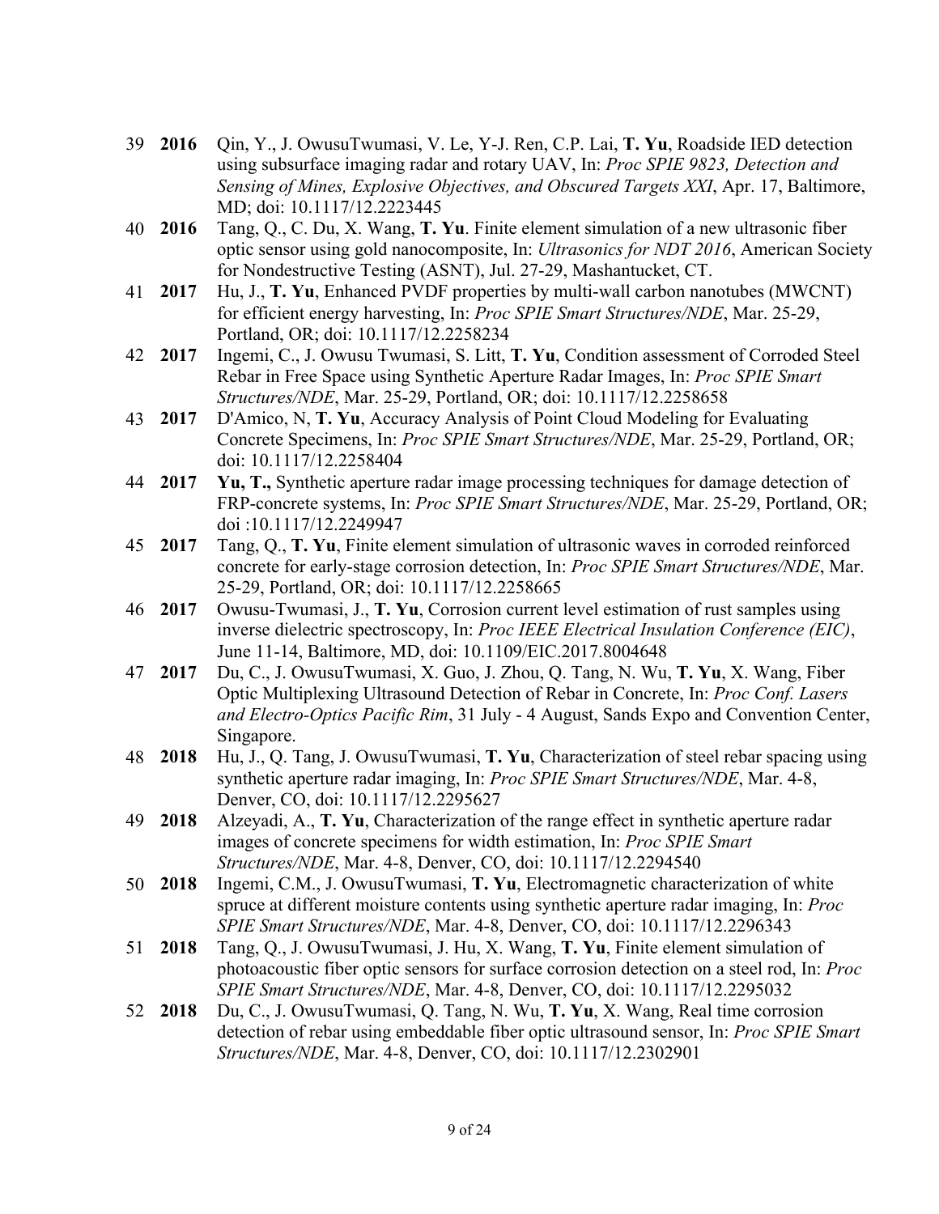39 **2016** Qin, Y., J. OwusuTwumasi, V. Le, Y-J. Ren, C.P. Lai, **T. Yu**, Roadside IED detection using subsurface imaging radar and rotary UAV, In: *Proc SPIE 9823, Detection and Sensing of Mines, Explosive Objectives, and Obscured Targets XXI*, Apr. 17, Baltimore, MD; doi: 10.1117/12.2223445

40 **2016** Tang, Q., C. Du, X. Wang, **T. Yu**. Finite element simulation of a new ultrasonic fiber optic sensor using gold nanocomposite, In: *Ultrasonics for NDT 2016*, American Society for Nondestructive Testing (ASNT), Jul. 27-29, Mashantucket, CT.

41 **2017** Hu, J., **T. Yu**, Enhanced PVDF properties by multi-wall carbon nanotubes (MWCNT) for efficient energy harvesting, In: *Proc SPIE Smart Structures/NDE*, Mar. 25-29, Portland, OR; doi: 10.1117/12.2258234

42 **2017** Ingemi, C., J. Owusu Twumasi, S. Litt, **T. Yu**, Condition assessment of Corroded Steel Rebar in Free Space using Synthetic Aperture Radar Images, In: *Proc SPIE Smart Structures/NDE*, Mar. 25-29, Portland, OR; doi: 10.1117/12.2258658

43 **2017** D'Amico, N, **T. Yu**, Accuracy Analysis of Point Cloud Modeling for Evaluating Concrete Specimens, In: *Proc SPIE Smart Structures/NDE*, Mar. 25-29, Portland, OR; doi: 10.1117/12.2258404

44 **2017** **Yu, T.,** Synthetic aperture radar image processing techniques for damage detection of FRP-concrete systems, In: *Proc SPIE Smart Structures/NDE*, Mar. 25-29, Portland, OR; doi :10.1117/12.2249947

45 **2017** Tang, Q., **T. Yu**, Finite element simulation of ultrasonic waves in corroded reinforced concrete for early-stage corrosion detection, In: *Proc SPIE Smart Structures/NDE*, Mar. 25-29, Portland, OR; doi: 10.1117/12.2258665

46 **2017** Owusu-Twumasi, J., **T. Yu**, Corrosion current level estimation of rust samples using inverse dielectric spectroscopy, In: *Proc IEEE Electrical Insulation Conference (EIC)*, June 11-14, Baltimore, MD, doi: 10.1109/EIC.2017.8004648

47 **2017** Du, C., J. OwusuTwumasi, X. Guo, J. Zhou, Q. Tang, N. Wu, **T. Yu**, X. Wang, Fiber Optic Multiplexing Ultrasound Detection of Rebar in Concrete, In: *Proc Conf. Lasers and Electro-Optics Pacific Rim*, 31 July - 4 August, Sands Expo and Convention Center, Singapore.

48 **2018** Hu, J., Q. Tang, J. OwusuTwumasi, **T. Yu**, Characterization of steel rebar spacing using synthetic aperture radar imaging, In: *Proc SPIE Smart Structures/NDE*, Mar. 4-8, Denver, CO, doi: 10.1117/12.2295627

49 **2018** Alzeyadi, A., **T. Yu**, Characterization of the range effect in synthetic aperture radar images of concrete specimens for width estimation, In: *Proc SPIE Smart Structures/NDE*, Mar. 4-8, Denver, CO, doi: 10.1117/12.2294540

50 **2018** Ingemi, C.M., J. OwusuTwumasi, **T. Yu**, Electromagnetic characterization of white spruce at different moisture contents using synthetic aperture radar imaging, In: *Proc SPIE Smart Structures/NDE*, Mar. 4-8, Denver, CO, doi: 10.1117/12.2296343

51 **2018** Tang, Q., J. OwusuTwumasi, J. Hu, X. Wang, **T. Yu**, Finite element simulation of photoacoustic fiber optic sensors for surface corrosion detection on a steel rod, In: *Proc SPIE Smart Structures/NDE*, Mar. 4-8, Denver, CO, doi: 10.1117/12.2295032

52 **2018** Du, C., J. OwusuTwumasi, Q. Tang, N. Wu, **T. Yu**, X. Wang, Real time corrosion detection of rebar using embeddable fiber optic ultrasound sensor, In: *Proc SPIE Smart Structures/NDE*, Mar. 4-8, Denver, CO, doi: 10.1117/12.2302901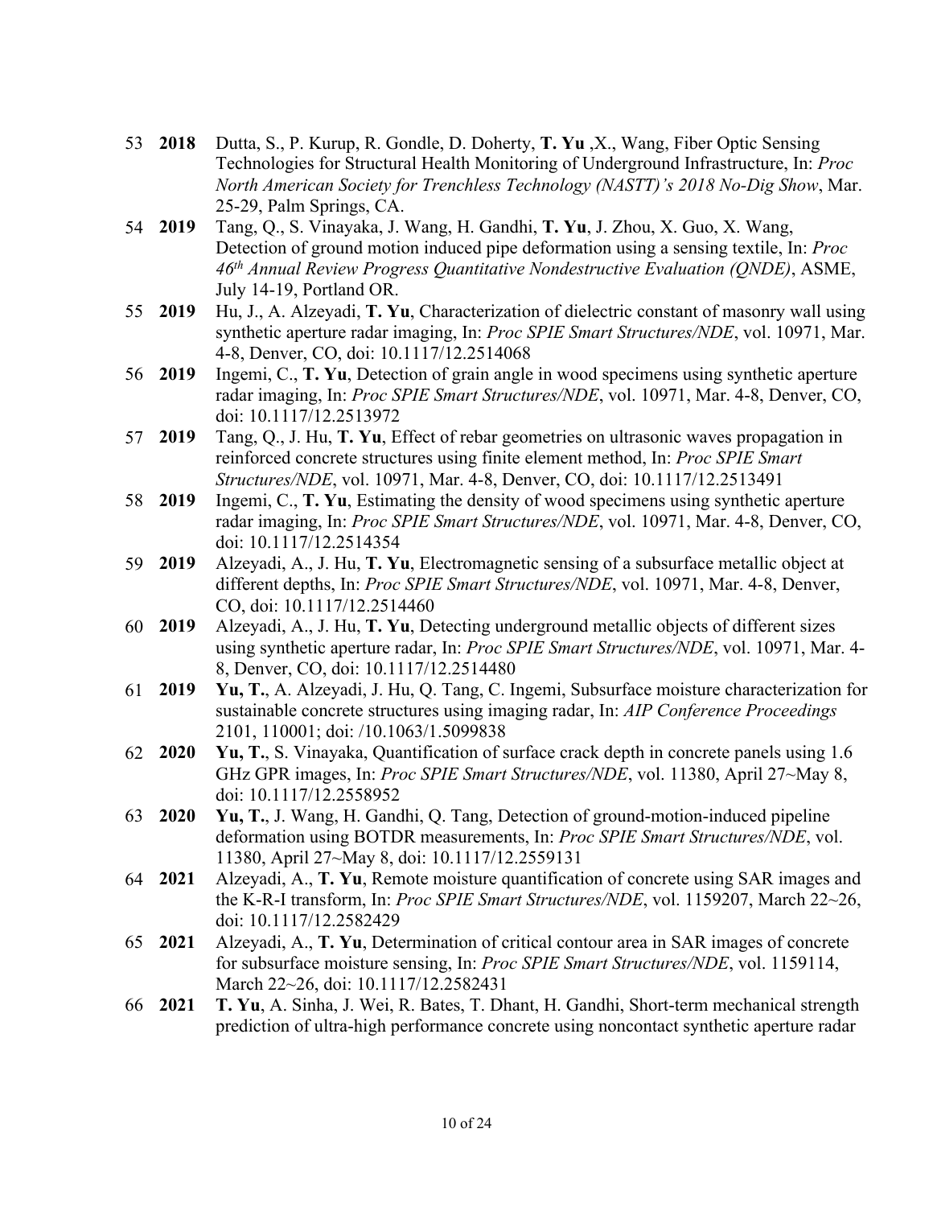53 **2018** Dutta, S., P. Kurup, R. Gondle, D. Doherty, **T. Yu** ,X., Wang, Fiber Optic Sensing Technologies for Structural Health Monitoring of Underground Infrastructure, In: *Proc North American Society for Trenchless Technology (NASTT)'s 2018 No-Dig Show*, Mar. 25-29, Palm Springs, CA.

54 **2019** Tang, Q., S. Vinayaka, J. Wang, H. Gandhi, **T. Yu**, J. Zhou, X. Guo, X. Wang, Detection of ground motion induced pipe deformation using a sensing textile, In: *Proc 46th Annual Review Progress Quantitative Nondestructive Evaluation (QNDE)*, ASME, July 14-19, Portland OR.

55 **2019** Hu, J., A. Alzeyadi, **T. Yu**, Characterization of dielectric constant of masonry wall using synthetic aperture radar imaging, In: *Proc SPIE Smart Structures/NDE*, vol. 10971, Mar. 4-8, Denver, CO, doi: 10.1117/12.2514068

56 **2019** Ingemi, C., **T. Yu**, Detection of grain angle in wood specimens using synthetic aperture radar imaging, In: *Proc SPIE Smart Structures/NDE*, vol. 10971, Mar. 4-8, Denver, CO, doi: 10.1117/12.2513972

57 **2019** Tang, Q., J. Hu, **T. Yu**, Effect of rebar geometries on ultrasonic waves propagation in reinforced concrete structures using finite element method, In: *Proc SPIE Smart Structures/NDE*, vol. 10971, Mar. 4-8, Denver, CO, doi: 10.1117/12.2513491

58 **2019** Ingemi, C., **T. Yu**, Estimating the density of wood specimens using synthetic aperture radar imaging, In: *Proc SPIE Smart Structures/NDE*, vol. 10971, Mar. 4-8, Denver, CO, doi: 10.1117/12.2514354

59 **2019** Alzeyadi, A., J. Hu, **T. Yu**, Electromagnetic sensing of a subsurface metallic object at different depths, In: *Proc SPIE Smart Structures/NDE*, vol. 10971, Mar. 4-8, Denver, CO, doi: 10.1117/12.2514460

60 **2019** Alzeyadi, A., J. Hu, **T. Yu**, Detecting underground metallic objects of different sizes using synthetic aperture radar, In: *Proc SPIE Smart Structures/NDE*, vol. 10971, Mar. 4-8, Denver, CO, doi: 10.1117/12.2514480

61 **2019** **Yu, T.**, A. Alzeyadi, J. Hu, Q. Tang, C. Ingemi, Subsurface moisture characterization for sustainable concrete structures using imaging radar, In: *AIP Conference Proceedings* 2101, 110001; doi: /10.1063/1.5099838

62 **2020** **Yu, T.**, S. Vinayaka, Quantification of surface crack depth in concrete panels using 1.6 GHz GPR images, In: *Proc SPIE Smart Structures/NDE*, vol. 11380, April 27~May 8, doi: 10.1117/12.2558952

63 **2020** **Yu, T.**, J. Wang, H. Gandhi, Q. Tang, Detection of ground-motion-induced pipeline deformation using BOTDR measurements, In: *Proc SPIE Smart Structures/NDE*, vol. 11380, April 27~May 8, doi: 10.1117/12.2559131

64 **2021** Alzeyadi, A., **T. Yu**, Remote moisture quantification of concrete using SAR images and the K-R-I transform, In: *Proc SPIE Smart Structures/NDE*, vol. 1159207, March 22~26, doi: 10.1117/12.2582429

65 **2021** Alzeyadi, A., **T. Yu**, Determination of critical contour area in SAR images of concrete for subsurface moisture sensing, In: *Proc SPIE Smart Structures/NDE*, vol. 1159114, March 22~26, doi: 10.1117/12.2582431

66 **2021** **T. Yu**, A. Sinha, J. Wei, R. Bates, T. Dhant, H. Gandhi, Short-term mechanical strength prediction of ultra-high performance concrete using noncontact synthetic aperture radar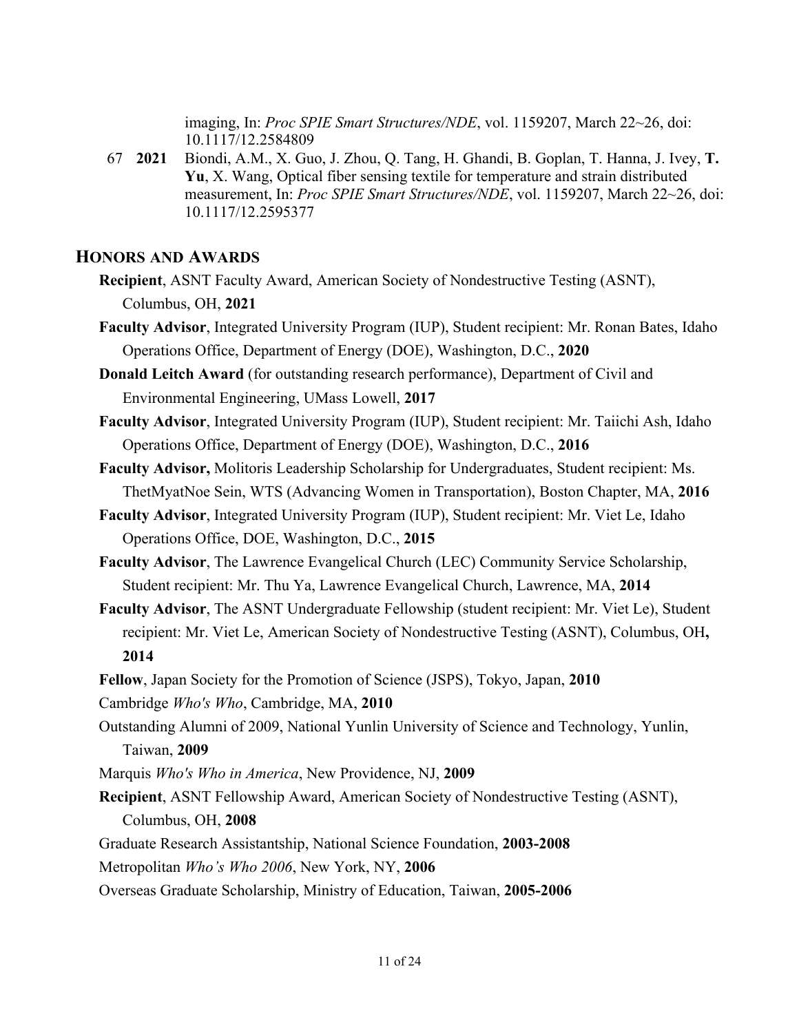imaging, In: *Proc SPIE Smart Structures/NDE*, vol. 1159207, March 22~26, doi: 10.1117/12.2584809

67 **2021** Biondi, A.M., X. Guo, J. Zhou, Q. Tang, H. Ghandi, B. Goplan, T. Hanna, J. Ivey, **T. Yu**, X. Wang, Optical fiber sensing textile for temperature and strain distributed measurement, In: *Proc SPIE Smart Structures/NDE*, vol. 1159207, March 22~26, doi: 10.1117/12.2595377

## HONORS AND AWARDS

**Recipient**, ASNT Faculty Award, American Society of Nondestructive Testing (ASNT), Columbus, OH, **2021**

**Faculty Advisor**, Integrated University Program (IUP), Student recipient: Mr. Ronan Bates, Idaho Operations Office, Department of Energy (DOE), Washington, D.C., **2020**

**Donald Leitch Award** (for outstanding research performance), Department of Civil and Environmental Engineering, UMass Lowell, **2017**

**Faculty Advisor**, Integrated University Program (IUP), Student recipient: Mr. Taiichi Ash, Idaho Operations Office, Department of Energy (DOE), Washington, D.C., **2016**

**Faculty Advisor,** Molitoris Leadership Scholarship for Undergraduates, Student recipient: Ms. ThetMyatNoe Sein, WTS (Advancing Women in Transportation), Boston Chapter, MA, **2016**

**Faculty Advisor**, Integrated University Program (IUP), Student recipient: Mr. Viet Le, Idaho Operations Office, DOE, Washington, D.C., **2015**

**Faculty Advisor**, The Lawrence Evangelical Church (LEC) Community Service Scholarship, Student recipient: Mr. Thu Ya, Lawrence Evangelical Church, Lawrence, MA, **2014**

**Faculty Advisor**, The ASNT Undergraduate Fellowship (student recipient: Mr. Viet Le), Student recipient: Mr. Viet Le, American Society of Nondestructive Testing (ASNT), Columbus, OH**, 2014**

**Fellow**, Japan Society for the Promotion of Science (JSPS), Tokyo, Japan, **2010**

Cambridge *Who's Who*, Cambridge, MA, **2010**

Outstanding Alumni of 2009, National Yunlin University of Science and Technology, Yunlin, Taiwan, **2009**

Marquis *Who's Who in America*, New Providence, NJ, **2009**

**Recipient**, ASNT Fellowship Award, American Society of Nondestructive Testing (ASNT), Columbus, OH, **2008**

Graduate Research Assistantship, National Science Foundation, **2003-2008**

Metropolitan *Who's Who 2006*, New York, NY, **2006**

Overseas Graduate Scholarship, Ministry of Education, Taiwan, **2005-2006**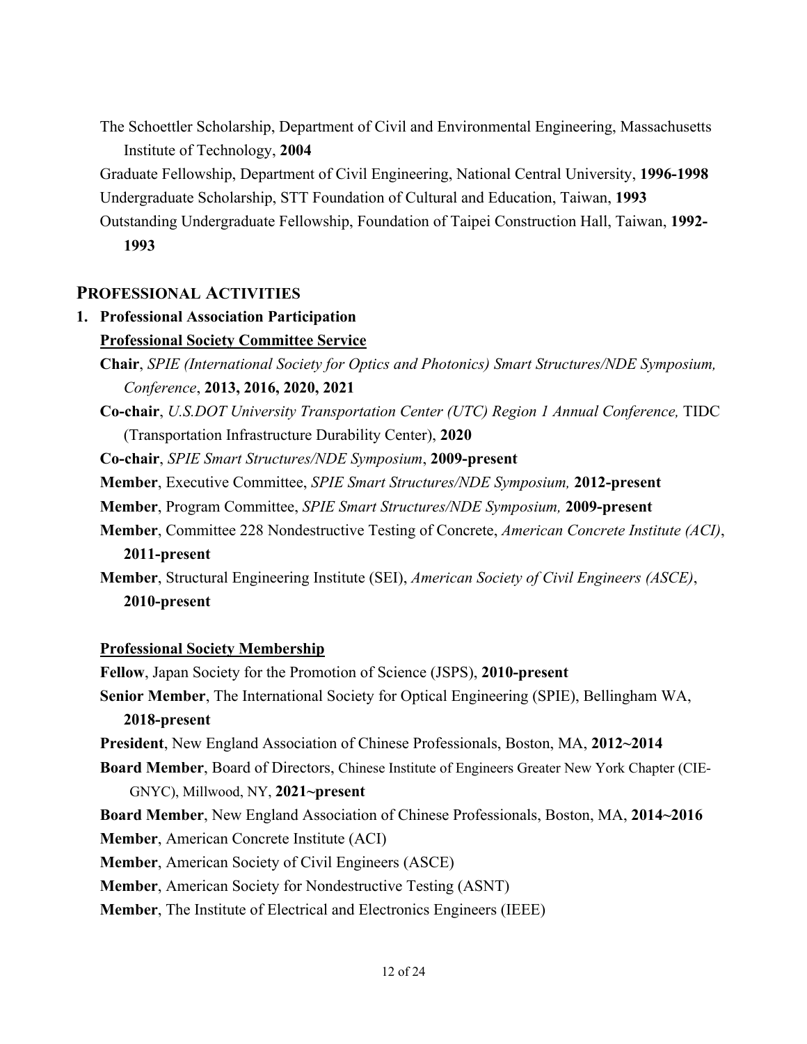The Schoettler Scholarship, Department of Civil and Environmental Engineering, Massachusetts Institute of Technology, **2004**

Graduate Fellowship, Department of Civil Engineering, National Central University, **1996-1998**

Undergraduate Scholarship, STT Foundation of Cultural and Education, Taiwan, **1993**

Outstanding Undergraduate Fellowship, Foundation of Taipei Construction Hall, Taiwan, **1992-1993**

## PROFESSIONAL ACTIVITIES

### 1. Professional Association Participation

**Professional Society Committee Service**

**Chair**, *SPIE (International Society for Optics and Photonics) Smart Structures/NDE Symposium, Conference*, **2013, 2016, 2020, 2021**

**Co-chair**, *U.S.DOT University Transportation Center (UTC) Region 1 Annual Conference,* TIDC (Transportation Infrastructure Durability Center), **2020**

**Co-chair**, *SPIE Smart Structures/NDE Symposium*, **2009-present**

**Member**, Executive Committee, *SPIE Smart Structures/NDE Symposium,* **2012-present**

**Member**, Program Committee, *SPIE Smart Structures/NDE Symposium,* **2009-present**

**Member**, Committee 228 Nondestructive Testing of Concrete, *American Concrete Institute (ACI)*, **2011-present**

**Member**, Structural Engineering Institute (SEI), *American Society of Civil Engineers (ASCE)*, **2010-present**

**Professional Society Membership**

**Fellow**, Japan Society for the Promotion of Science (JSPS), **2010-present**

**Senior Member**, The International Society for Optical Engineering (SPIE), Bellingham WA, **2018-present**

**President**, New England Association of Chinese Professionals, Boston, MA, **2012~2014**

**Board Member**, Board of Directors, Chinese Institute of Engineers Greater New York Chapter (CIE-GNYC), Millwood, NY, **2021~present**

**Board Member**, New England Association of Chinese Professionals, Boston, MA, **2014~2016**

**Member**, American Concrete Institute (ACI)

**Member**, American Society of Civil Engineers (ASCE)

**Member**, American Society for Nondestructive Testing (ASNT)

**Member**, The Institute of Electrical and Electronics Engineers (IEEE)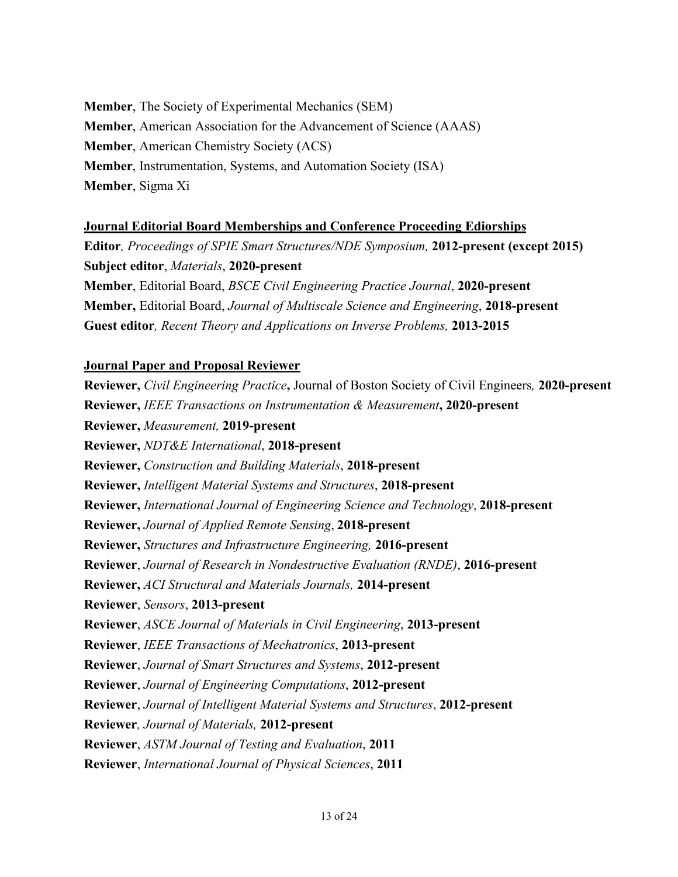**Member**, The Society of Experimental Mechanics (SEM)
**Member**, American Association for the Advancement of Science (AAAS)
**Member**, American Chemistry Society (ACS)
**Member**, Instrumentation, Systems, and Automation Society (ISA)
**Member**, Sigma Xi

**Journal Editorial Board Memberships and Conference Proceeding Ediorships**

**Editor***, Proceedings of SPIE Smart Structures/NDE Symposium,* **2012-present (except 2015)**
**Subject editor**, *Materials*, **2020-present**
**Member**, Editorial Board, *BSCE Civil Engineering Practice Journal*, **2020-present**
**Member,** Editorial Board, *Journal of Multiscale Science and Engineering*, **2018-present**
**Guest editor***, Recent Theory and Applications on Inverse Problems,* **2013-2015**

**Journal Paper and Proposal Reviewer**

**Reviewer,** *Civil Engineering Practice***,** Journal of Boston Society of Civil Engineers*,* **2020-present**
**Reviewer,** *IEEE Transactions on Instrumentation & Measurement***, 2020-present**
**Reviewer,** *Measurement,* **2019-present**
**Reviewer,** *NDT&E International*, **2018-present**
**Reviewer,** *Construction and Building Materials*, **2018-present**
**Reviewer,** *Intelligent Material Systems and Structures*, **2018-present**
**Reviewer,** *International Journal of Engineering Science and Technology*, **2018-present**
**Reviewer,** *Journal of Applied Remote Sensing*, **2018-present**
**Reviewer,** *Structures and Infrastructure Engineering,* **2016-present**
**Reviewer**, *Journal of Research in Nondestructive Evaluation (RNDE)*, **2016-present**
**Reviewer,** *ACI Structural and Materials Journals,* **2014-present**
**Reviewer**, *Sensors*, **2013-present**
**Reviewer**, *ASCE Journal of Materials in Civil Engineering*, **2013-present**
**Reviewer**, *IEEE Transactions of Mechatronics*, **2013-present**
**Reviewer**, *Journal of Smart Structures and Systems*, **2012-present**
**Reviewer**, *Journal of Engineering Computations*, **2012-present**
**Reviewer**, *Journal of Intelligent Material Systems and Structures*, **2012-present**
**Reviewer***, Journal of Materials,* **2012-present**
**Reviewer**, *ASTM Journal of Testing and Evaluation*, **2011**
**Reviewer**, *International Journal of Physical Sciences*, **2011**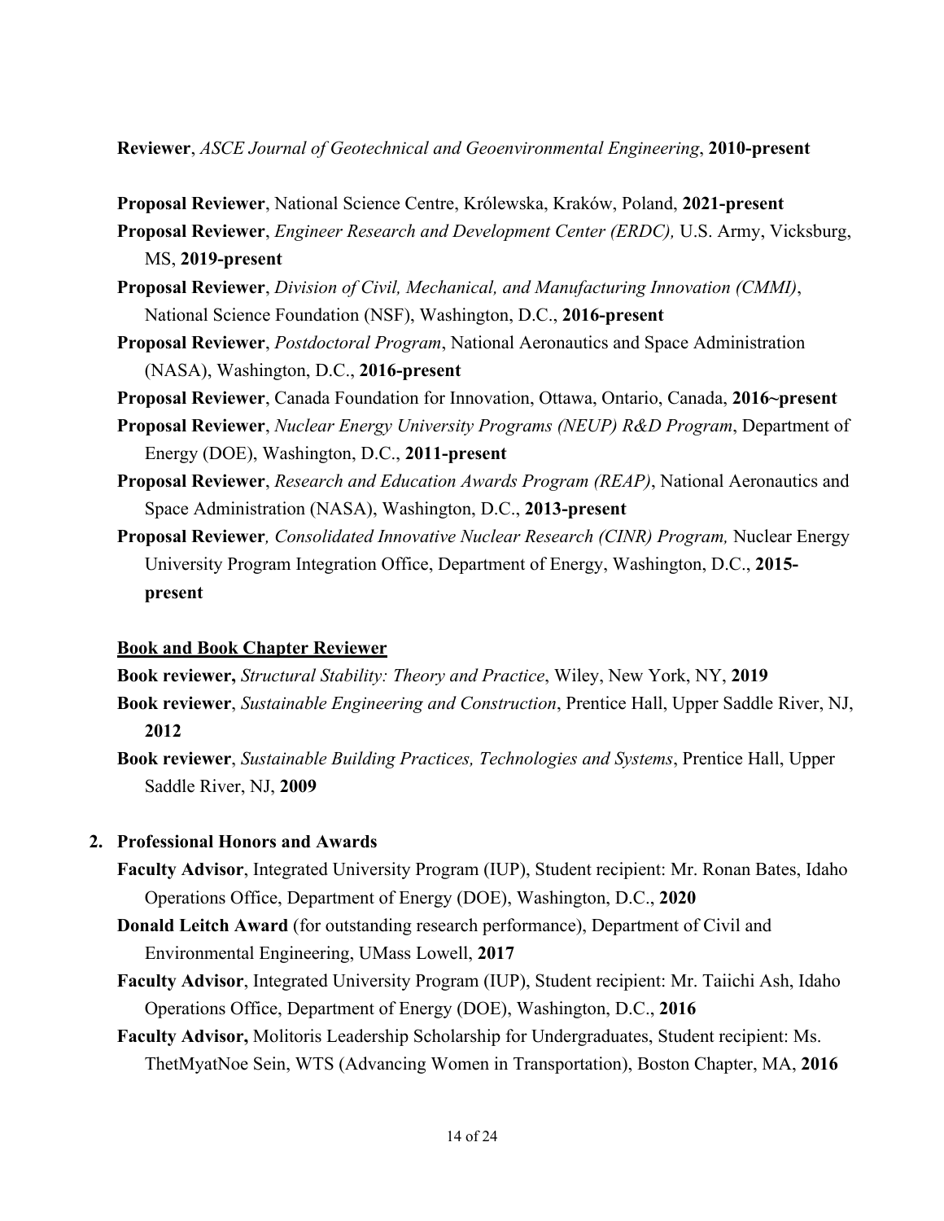**Reviewer**, *ASCE Journal of Geotechnical and Geoenvironmental Engineering*, **2010-present**

**Proposal Reviewer**, National Science Centre, Królewska, Kraków, Poland, **2021-present**

**Proposal Reviewer**, *Engineer Research and Development Center (ERDC),* U.S. Army, Vicksburg, MS, **2019-present**

**Proposal Reviewer**, *Division of Civil, Mechanical, and Manufacturing Innovation (CMMI)*, National Science Foundation (NSF), Washington, D.C., **2016-present**

**Proposal Reviewer**, *Postdoctoral Program*, National Aeronautics and Space Administration (NASA), Washington, D.C., **2016-present**

**Proposal Reviewer**, Canada Foundation for Innovation, Ottawa, Ontario, Canada, **2016~present**

**Proposal Reviewer**, *Nuclear Energy University Programs (NEUP) R&D Program*, Department of Energy (DOE), Washington, D.C., **2011-present**

**Proposal Reviewer**, *Research and Education Awards Program (REAP)*, National Aeronautics and Space Administration (NASA), Washington, D.C., **2013-present**

**Proposal Reviewer***, Consolidated Innovative Nuclear Research (CINR) Program,* Nuclear Energy University Program Integration Office, Department of Energy, Washington, D.C., **2015-present**

**<u>Book and Book Chapter Reviewer</u>**

**Book reviewer,** *Structural Stability: Theory and Practice*, Wiley, New York, NY, **2019**

**Book reviewer**, *Sustainable Engineering and Construction*, Prentice Hall, Upper Saddle River, NJ, **2012**

**Book reviewer**, *Sustainable Building Practices, Technologies and Systems*, Prentice Hall, Upper Saddle River, NJ, **2009**

**2. Professional Honors and Awards**

**Faculty Advisor**, Integrated University Program (IUP), Student recipient: Mr. Ronan Bates, Idaho Operations Office, Department of Energy (DOE), Washington, D.C., **2020**

**Donald Leitch Award** (for outstanding research performance), Department of Civil and Environmental Engineering, UMass Lowell, **2017**

**Faculty Advisor**, Integrated University Program (IUP), Student recipient: Mr. Taiichi Ash, Idaho Operations Office, Department of Energy (DOE), Washington, D.C., **2016**

**Faculty Advisor,** Molitoris Leadership Scholarship for Undergraduates, Student recipient: Ms. ThetMyatNoe Sein, WTS (Advancing Women in Transportation), Boston Chapter, MA, **2016**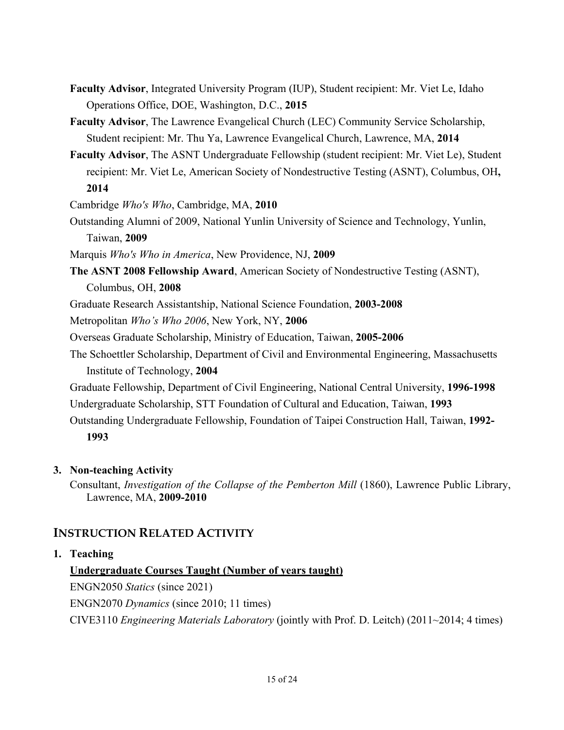**Faculty Advisor**, Integrated University Program (IUP), Student recipient: Mr. Viet Le, Idaho Operations Office, DOE, Washington, D.C., **2015**

**Faculty Advisor**, The Lawrence Evangelical Church (LEC) Community Service Scholarship, Student recipient: Mr. Thu Ya, Lawrence Evangelical Church, Lawrence, MA, **2014**

**Faculty Advisor**, The ASNT Undergraduate Fellowship (student recipient: Mr. Viet Le), Student recipient: Mr. Viet Le, American Society of Nondestructive Testing (ASNT), Columbus, OH**, 2014**

Cambridge *Who's Who*, Cambridge, MA, **2010**

Outstanding Alumni of 2009, National Yunlin University of Science and Technology, Yunlin, Taiwan, **2009**

Marquis *Who's Who in America*, New Providence, NJ, **2009**

**The ASNT 2008 Fellowship Award**, American Society of Nondestructive Testing (ASNT), Columbus, OH, **2008**

Graduate Research Assistantship, National Science Foundation, **2003-2008**

Metropolitan *Who's Who 2006*, New York, NY, **2006**

Overseas Graduate Scholarship, Ministry of Education, Taiwan, **2005-2006**

The Schoettler Scholarship, Department of Civil and Environmental Engineering, Massachusetts Institute of Technology, **2004**

Graduate Fellowship, Department of Civil Engineering, National Central University, **1996-1998**

Undergraduate Scholarship, STT Foundation of Cultural and Education, Taiwan, **1993**

Outstanding Undergraduate Fellowship, Foundation of Taipei Construction Hall, Taiwan, **1992-1993**

**3. Non-teaching Activity**

Consultant, *Investigation of the Collapse of the Pemberton Mill* (1860), Lawrence Public Library, Lawrence, MA, **2009-2010**

## INSTRUCTION RELATED ACTIVITY

**1. Teaching**

**Undergraduate Courses Taught (Number of years taught)**

ENGN2050 *Statics* (since 2021)

ENGN2070 *Dynamics* (since 2010; 11 times)

CIVE3110 *Engineering Materials Laboratory* (jointly with Prof. D. Leitch) (2011~2014; 4 times)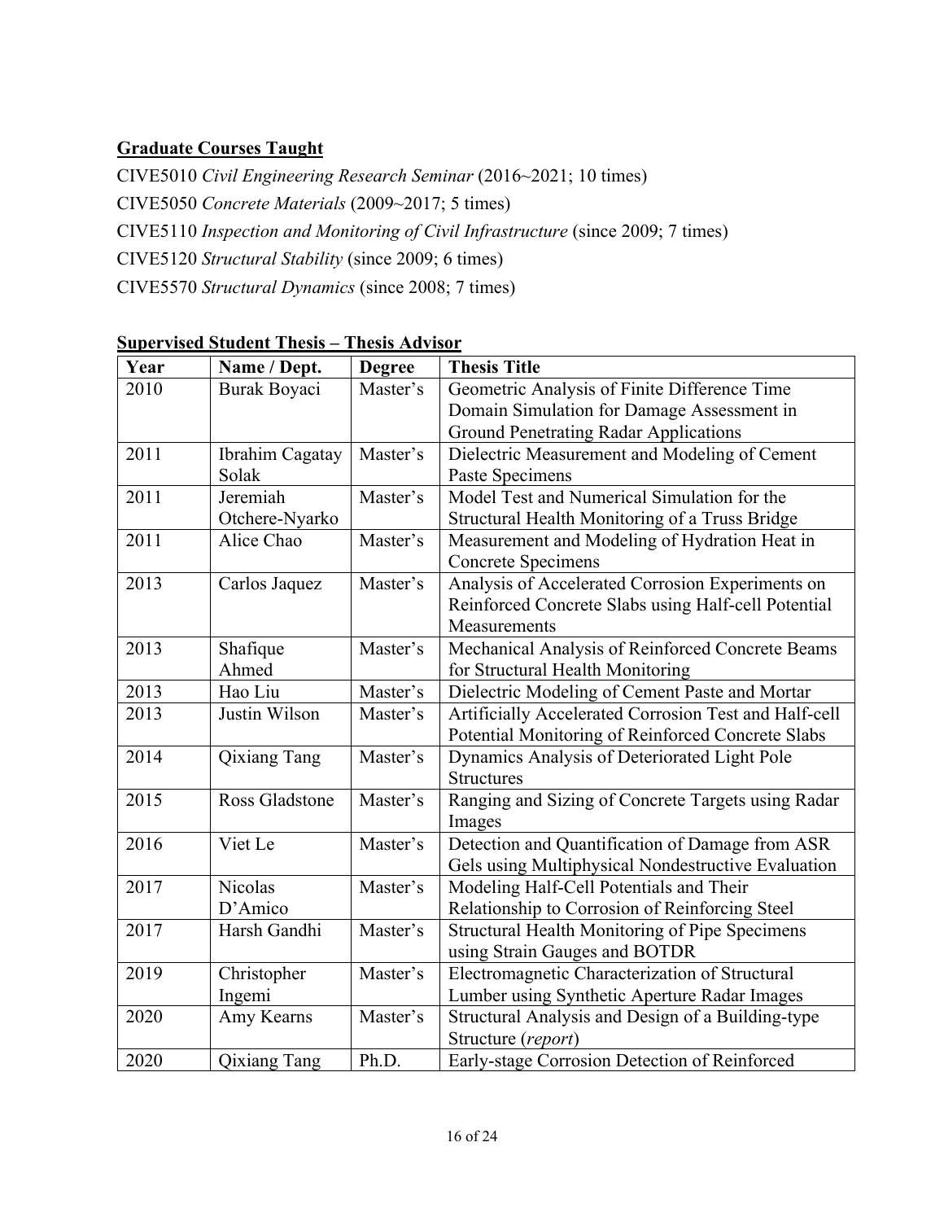**Graduate Courses Taught**

CIVE5010 *Civil Engineering Research Seminar* (2016~2021; 10 times)

CIVE5050 *Concrete Materials* (2009~2017; 5 times)

CIVE5110 *Inspection and Monitoring of Civil Infrastructure* (since 2009; 7 times)

CIVE5120 *Structural Stability* (since 2009; 6 times)

CIVE5570 *Structural Dynamics* (since 2008; 7 times)

**Supervised Student Thesis – Thesis Advisor**

| Year | Name / Dept. | Degree | Thesis Title |
|---|---|---|---|
| 2010 | Burak Boyaci | Master's | Geometric Analysis of Finite Difference Time Domain Simulation for Damage Assessment in Ground Penetrating Radar Applications |
| 2011 | Ibrahim Cagatay Solak | Master's | Dielectric Measurement and Modeling of Cement Paste Specimens |
| 2011 | Jeremiah Otchere-Nyarko | Master's | Model Test and Numerical Simulation for the Structural Health Monitoring of a Truss Bridge |
| 2011 | Alice Chao | Master's | Measurement and Modeling of Hydration Heat in Concrete Specimens |
| 2013 | Carlos Jaquez | Master's | Analysis of Accelerated Corrosion Experiments on Reinforced Concrete Slabs using Half-cell Potential Measurements |
| 2013 | Shafique Ahmed | Master's | Mechanical Analysis of Reinforced Concrete Beams for Structural Health Monitoring |
| 2013 | Hao Liu | Master's | Dielectric Modeling of Cement Paste and Mortar |
| 2013 | Justin Wilson | Master's | Artificially Accelerated Corrosion Test and Half-cell Potential Monitoring of Reinforced Concrete Slabs |
| 2014 | Qixiang Tang | Master's | Dynamics Analysis of Deteriorated Light Pole Structures |
| 2015 | Ross Gladstone | Master's | Ranging and Sizing of Concrete Targets using Radar Images |
| 2016 | Viet Le | Master's | Detection and Quantification of Damage from ASR Gels using Multiphysical Nondestructive Evaluation |
| 2017 | Nicolas D'Amico | Master's | Modeling Half-Cell Potentials and Their Relationship to Corrosion of Reinforcing Steel |
| 2017 | Harsh Gandhi | Master's | Structural Health Monitoring of Pipe Specimens using Strain Gauges and BOTDR |
| 2019 | Christopher Ingemi | Master's | Electromagnetic Characterization of Structural Lumber using Synthetic Aperture Radar Images |
| 2020 | Amy Kearns | Master's | Structural Analysis and Design of a Building-type Structure (*report*) |
| 2020 | Qixiang Tang | Ph.D. | Early-stage Corrosion Detection of Reinforced |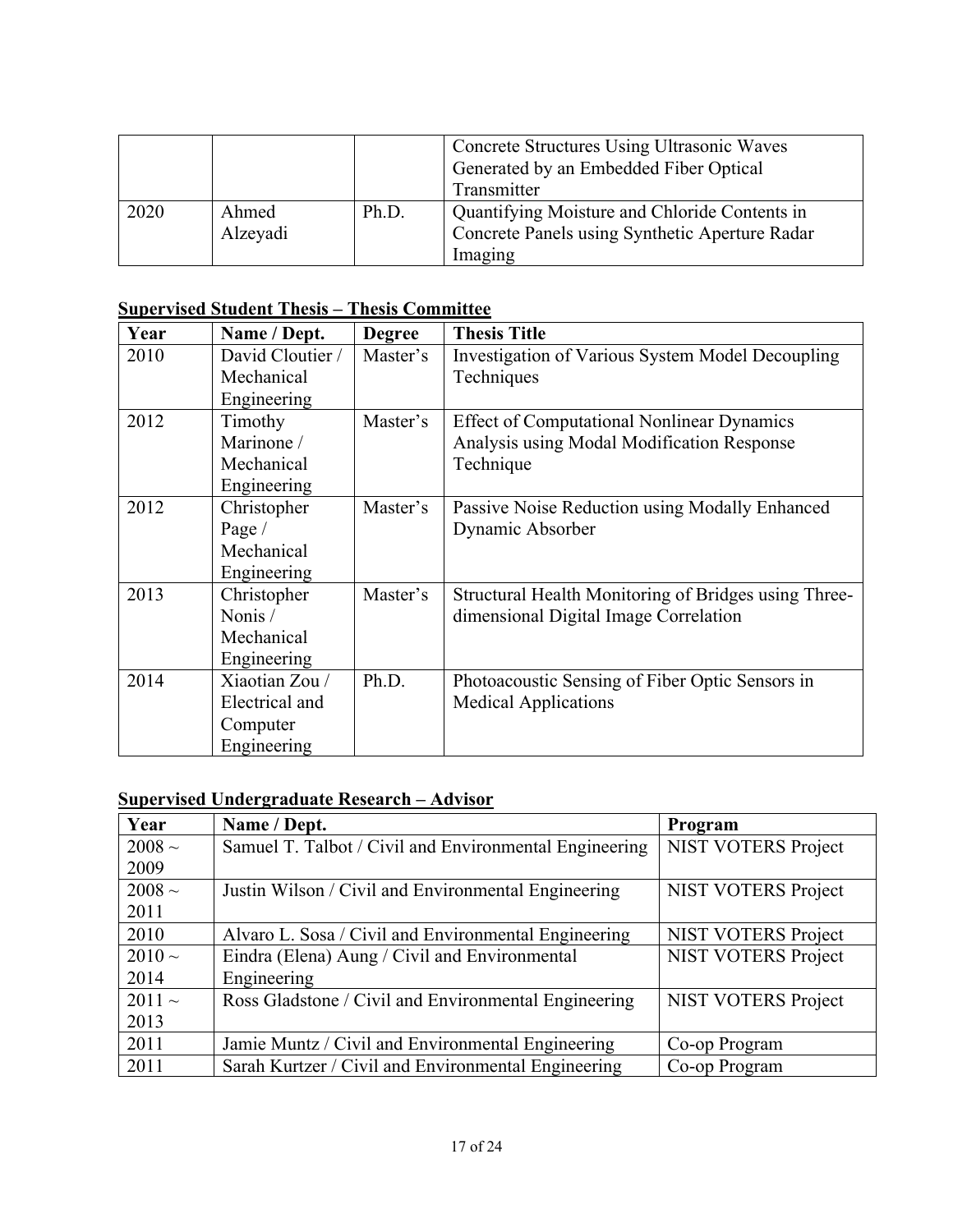| | | | Concrete Structures Using Ultrasonic Waves Generated by an Embedded Fiber Optical Transmitter |
|---|---|---|---|
| 2020 | Ahmed Alzeyadi | Ph.D. | Quantifying Moisture and Chloride Contents in Concrete Panels using Synthetic Aperture Radar Imaging |

**Supervised Student Thesis – Thesis Committee**

| Year | Name / Dept. | Degree | Thesis Title |
|---|---|---|---|
| 2010 | David Cloutier / Mechanical Engineering | Master's | Investigation of Various System Model Decoupling Techniques |
| 2012 | Timothy Marinone / Mechanical Engineering | Master's | Effect of Computational Nonlinear Dynamics Analysis using Modal Modification Response Technique |
| 2012 | Christopher Page / Mechanical Engineering | Master's | Passive Noise Reduction using Modally Enhanced Dynamic Absorber |
| 2013 | Christopher Nonis / Mechanical Engineering | Master's | Structural Health Monitoring of Bridges using Three-dimensional Digital Image Correlation |
| 2014 | Xiaotian Zou / Electrical and Computer Engineering | Ph.D. | Photoacoustic Sensing of Fiber Optic Sensors in Medical Applications |

**Supervised Undergraduate Research – Advisor**

| Year | Name / Dept. | Program |
|---|---|---|
| 2008 ~ 2009 | Samuel T. Talbot / Civil and Environmental Engineering | NIST VOTERS Project |
| 2008 ~ 2011 | Justin Wilson / Civil and Environmental Engineering | NIST VOTERS Project |
| 2010 | Alvaro L. Sosa / Civil and Environmental Engineering | NIST VOTERS Project |
| 2010 ~ 2014 | Eindra (Elena) Aung / Civil and Environmental Engineering | NIST VOTERS Project |
| 2011 ~ 2013 | Ross Gladstone / Civil and Environmental Engineering | NIST VOTERS Project |
| 2011 | Jamie Muntz / Civil and Environmental Engineering | Co-op Program |
| 2011 | Sarah Kurtzer / Civil and Environmental Engineering | Co-op Program |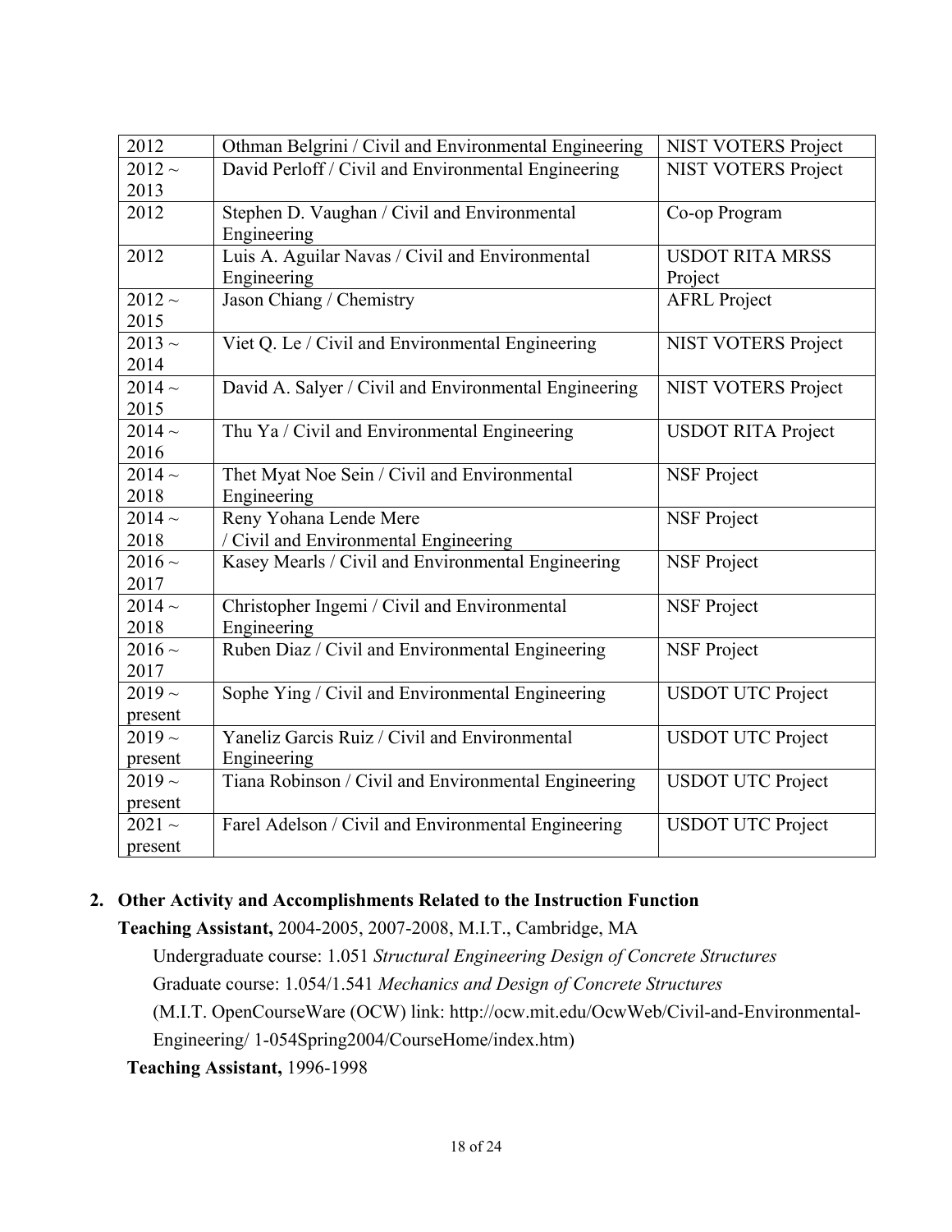| 2012 | Othman Belgrini / Civil and Environmental Engineering | NIST VOTERS Project |
|---|---|---|
| 2012 ~ 2013 | David Perloff / Civil and Environmental Engineering | NIST VOTERS Project |
| 2012 | Stephen D. Vaughan / Civil and Environmental Engineering | Co-op Program |
| 2012 | Luis A. Aguilar Navas / Civil and Environmental Engineering | USDOT RITA MRSS Project |
| 2012 ~ 2015 | Jason Chiang / Chemistry | AFRL Project |
| 2013 ~ 2014 | Viet Q. Le / Civil and Environmental Engineering | NIST VOTERS Project |
| 2014 ~ 2015 | David A. Salyer / Civil and Environmental Engineering | NIST VOTERS Project |
| 2014 ~ 2016 | Thu Ya / Civil and Environmental Engineering | USDOT RITA Project |
| 2014 ~ 2018 | Thet Myat Noe Sein / Civil and Environmental Engineering | NSF Project |
| 2014 ~ 2018 | Reny Yohana Lende Mere / Civil and Environmental Engineering | NSF Project |
| 2016 ~ 2017 | Kasey Mearls / Civil and Environmental Engineering | NSF Project |
| 2014 ~ 2018 | Christopher Ingemi / Civil and Environmental Engineering | NSF Project |
| 2016 ~ 2017 | Ruben Diaz / Civil and Environmental Engineering | NSF Project |
| 2019 ~ present | Sophe Ying / Civil and Environmental Engineering | USDOT UTC Project |
| 2019 ~ present | Yaneliz Garcis Ruiz / Civil and Environmental Engineering | USDOT UTC Project |
| 2019 ~ present | Tiana Robinson / Civil and Environmental Engineering | USDOT UTC Project |
| 2021 ~ present | Farel Adelson / Civil and Environmental Engineering | USDOT UTC Project |

**2. Other Activity and Accomplishments Related to the Instruction Function**

**Teaching Assistant,** 2004-2005, 2007-2008, M.I.T., Cambridge, MA

Undergraduate course: 1.051 *Structural Engineering Design of Concrete Structures*

Graduate course: 1.054/1.541 *Mechanics and Design of Concrete Structures*

(M.I.T. OpenCourseWare (OCW) link: http://ocw.mit.edu/OcwWeb/Civil-and-Environmental-Engineering/ 1-054Spring2004/CourseHome/index.htm)

**Teaching Assistant,** 1996-1998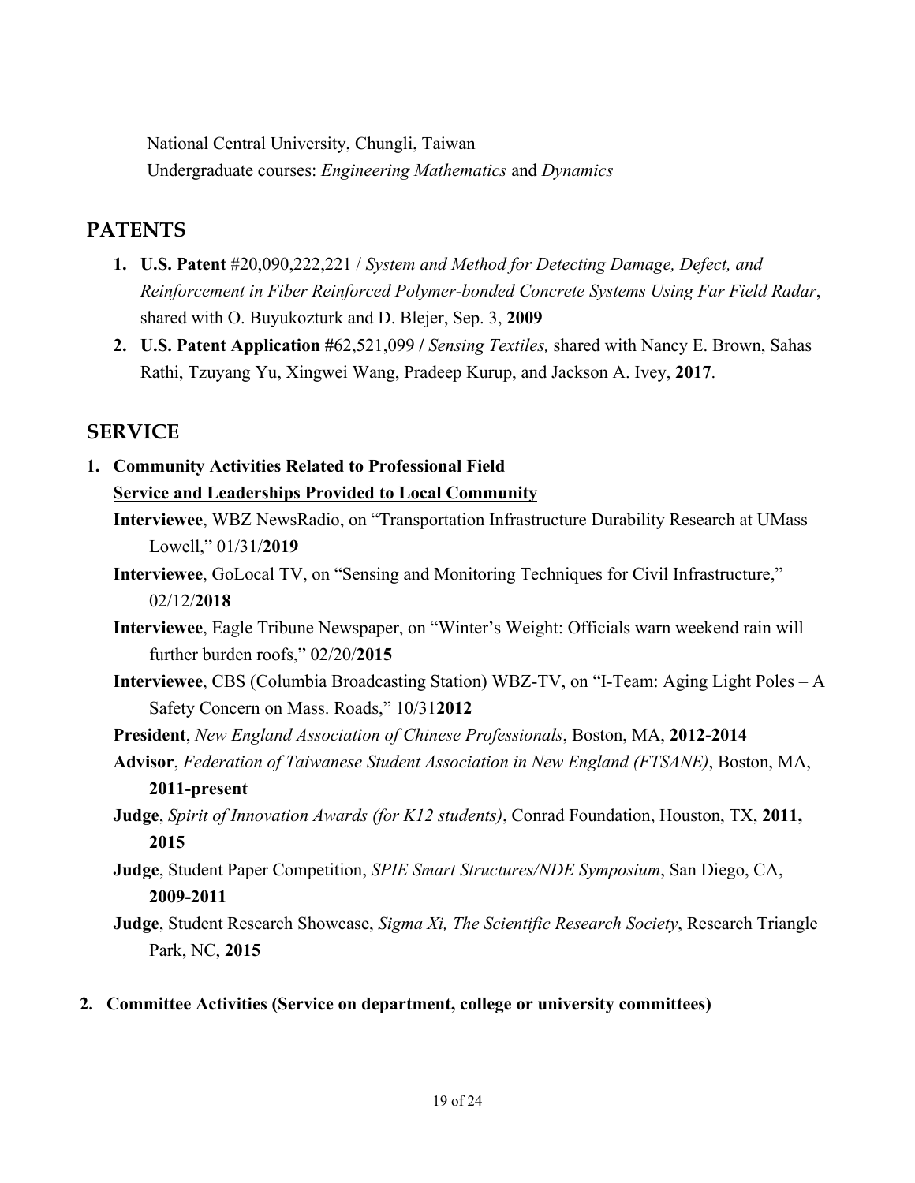National Central University, Chungli, Taiwan
Undergraduate courses: *Engineering Mathematics* and *Dynamics*

## PATENTS

1. **U.S. Patent** #20,090,222,221 / *System and Method for Detecting Damage, Defect, and Reinforcement in Fiber Reinforced Polymer-bonded Concrete Systems Using Far Field Radar*, shared with O. Buyukozturk and D. Blejer, Sep. 3, **2009**
2. **U.S. Patent Application #**62,521,099 **/** *Sensing Textiles,* shared with Nancy E. Brown, Sahas Rathi, Tzuyang Yu, Xingwei Wang, Pradeep Kurup, and Jackson A. Ivey, **2017**.

## SERVICE

**1. Community Activities Related to Professional Field**

**Service and Leaderships Provided to Local Community**

**Interviewee**, WBZ NewsRadio, on "Transportation Infrastructure Durability Research at UMass Lowell," 01/31/**2019**

**Interviewee**, GoLocal TV, on "Sensing and Monitoring Techniques for Civil Infrastructure," 02/12/**2018**

**Interviewee**, Eagle Tribune Newspaper, on "Winter's Weight: Officials warn weekend rain will further burden roofs," 02/20/**2015**

**Interviewee**, CBS (Columbia Broadcasting Station) WBZ-TV, on "I-Team: Aging Light Poles – A Safety Concern on Mass. Roads," 10/31**2012**

**President**, *New England Association of Chinese Professionals*, Boston, MA, **2012-2014**

**Advisor**, *Federation of Taiwanese Student Association in New England (FTSANE)*, Boston, MA, **2011-present**

**Judge**, *Spirit of Innovation Awards (for K12 students)*, Conrad Foundation, Houston, TX, **2011, 2015**

**Judge**, Student Paper Competition, *SPIE Smart Structures/NDE Symposium*, San Diego, CA, **2009-2011**

**Judge**, Student Research Showcase, *Sigma Xi, The Scientific Research Society*, Research Triangle Park, NC, **2015**

**2. Committee Activities (Service on department, college or university committees)**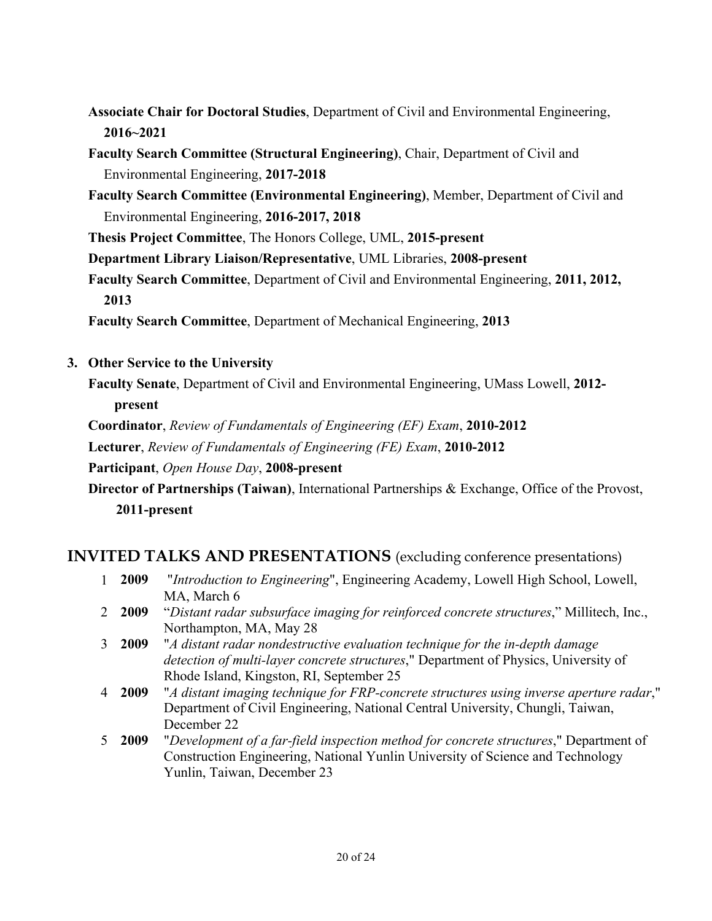**Associate Chair for Doctoral Studies**, Department of Civil and Environmental Engineering, **2016~2021**

**Faculty Search Committee (Structural Engineering)**, Chair, Department of Civil and Environmental Engineering, **2017-2018**

**Faculty Search Committee (Environmental Engineering)**, Member, Department of Civil and Environmental Engineering, **2016-2017, 2018**

**Thesis Project Committee**, The Honors College, UML, **2015-present**

**Department Library Liaison/Representative**, UML Libraries, **2008-present**

**Faculty Search Committee**, Department of Civil and Environmental Engineering, **2011, 2012, 2013**

**Faculty Search Committee**, Department of Mechanical Engineering, **2013**

**3. Other Service to the University**

**Faculty Senate**, Department of Civil and Environmental Engineering, UMass Lowell, **2012-present**

**Coordinator**, *Review of Fundamentals of Engineering (EF) Exam*, **2010-2012**

**Lecturer**, *Review of Fundamentals of Engineering (FE) Exam*, **2010-2012**

**Participant**, *Open House Day*, **2008-present**

**Director of Partnerships (Taiwan)**, International Partnerships & Exchange, Office of the Provost, **2011-present**

## INVITED TALKS AND PRESENTATIONS (excluding conference presentations)

1 **2009** "*Introduction to Engineering*", Engineering Academy, Lowell High School, Lowell, MA, March 6

2 **2009** "*Distant radar subsurface imaging for reinforced concrete structures*," Millitech, Inc., Northampton, MA, May 28

3 **2009** "*A distant radar nondestructive evaluation technique for the in-depth damage detection of multi-layer concrete structures*," Department of Physics, University of Rhode Island, Kingston, RI, September 25

4 **2009** "*A distant imaging technique for FRP-concrete structures using inverse aperture radar*," Department of Civil Engineering, National Central University, Chungli, Taiwan, December 22

5 **2009** "*Development of a far-field inspection method for concrete structures*," Department of Construction Engineering, National Yunlin University of Science and Technology Yunlin, Taiwan, December 23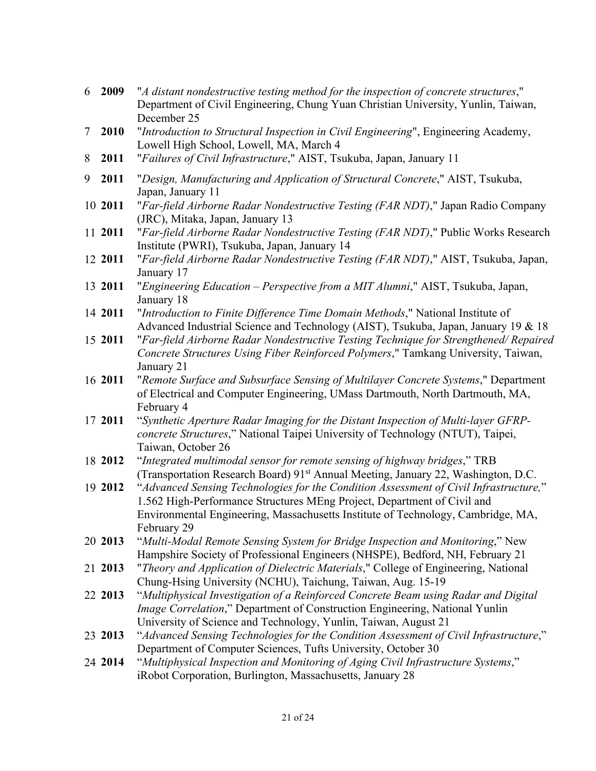6 **2009** "*A distant nondestructive testing method for the inspection of concrete structures*," Department of Civil Engineering, Chung Yuan Christian University, Yunlin, Taiwan, December 25

7 **2010** "*Introduction to Structural Inspection in Civil Engineering*", Engineering Academy, Lowell High School, Lowell, MA, March 4

8 **2011** "*Failures of Civil Infrastructure*," AIST, Tsukuba, Japan, January 11

9 **2011** "*Design, Manufacturing and Application of Structural Concrete*," AIST, Tsukuba, Japan, January 11

10 **2011** "*Far-field Airborne Radar Nondestructive Testing (FAR NDT)*," Japan Radio Company (JRC), Mitaka, Japan, January 13

11 **2011** "*Far-field Airborne Radar Nondestructive Testing (FAR NDT)*," Public Works Research Institute (PWRI), Tsukuba, Japan, January 14

12 **2011** "*Far-field Airborne Radar Nondestructive Testing (FAR NDT)*," AIST, Tsukuba, Japan, January 17

13 **2011** "*Engineering Education – Perspective from a MIT Alumni*," AIST, Tsukuba, Japan, January 18

14 **2011** "*Introduction to Finite Difference Time Domain Methods*," National Institute of Advanced Industrial Science and Technology (AIST), Tsukuba, Japan, January 19 & 18

15 **2011** "*Far-field Airborne Radar Nondestructive Testing Technique for Strengthened/ Repaired Concrete Structures Using Fiber Reinforced Polymers*," Tamkang University, Taiwan, January 21

16 **2011** "*Remote Surface and Subsurface Sensing of Multilayer Concrete Systems*," Department of Electrical and Computer Engineering, UMass Dartmouth, North Dartmouth, MA, February 4

17 **2011** "*Synthetic Aperture Radar Imaging for the Distant Inspection of Multi-layer GFRP-concrete Structures*," National Taipei University of Technology (NTUT), Taipei, Taiwan, October 26

18 **2012** "*Integrated multimodal sensor for remote sensing of highway bridges*," TRB (Transportation Research Board) 91st Annual Meeting, January 22, Washington, D.C.

19 **2012** "*Advanced Sensing Technologies for the Condition Assessment of Civil Infrastructure,*" 1.562 High-Performance Structures MEng Project, Department of Civil and Environmental Engineering, Massachusetts Institute of Technology, Cambridge, MA, February 29

20 **2013** "*Multi-Modal Remote Sensing System for Bridge Inspection and Monitoring*," New Hampshire Society of Professional Engineers (NHSPE), Bedford, NH, February 21

21 **2013** "*Theory and Application of Dielectric Materials*," College of Engineering, National Chung-Hsing University (NCHU), Taichung, Taiwan, Aug. 15-19

22 **2013** "*Multiphysical Investigation of a Reinforced Concrete Beam using Radar and Digital Image Correlation*," Department of Construction Engineering, National Yunlin University of Science and Technology, Yunlin, Taiwan, August 21

23 **2013** "*Advanced Sensing Technologies for the Condition Assessment of Civil Infrastructure*," Department of Computer Sciences, Tufts University, October 30

24 **2014** "*Multiphysical Inspection and Monitoring of Aging Civil Infrastructure Systems*," iRobot Corporation, Burlington, Massachusetts, January 28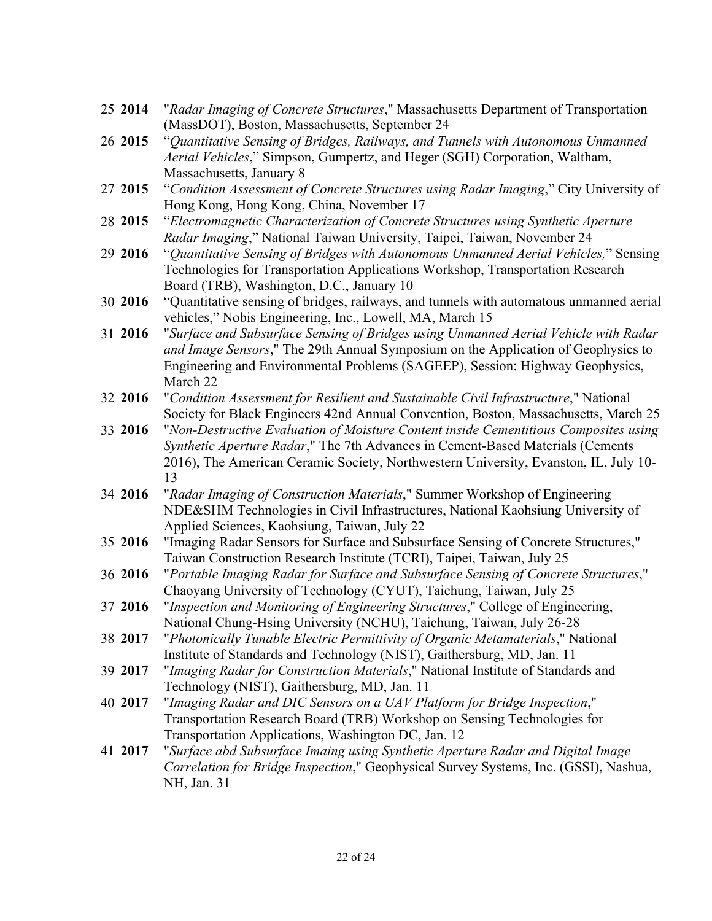25 **2014** "*Radar Imaging of Concrete Structures*," Massachusetts Department of Transportation (MassDOT), Boston, Massachusetts, September 24

26 **2015** "*Quantitative Sensing of Bridges, Railways, and Tunnels with Autonomous Unmanned Aerial Vehicles*," Simpson, Gumpertz, and Heger (SGH) Corporation, Waltham, Massachusetts, January 8

27 **2015** "*Condition Assessment of Concrete Structures using Radar Imaging*," City University of Hong Kong, Hong Kong, China, November 17

28 **2015** "*Electromagnetic Characterization of Concrete Structures using Synthetic Aperture Radar Imaging*," National Taiwan University, Taipei, Taiwan, November 24

29 **2016** "*Quantitative Sensing of Bridges with Autonomous Unmanned Aerial Vehicles,*" Sensing Technologies for Transportation Applications Workshop, Transportation Research Board (TRB), Washington, D.C., January 10

30 **2016** "Quantitative sensing of bridges, railways, and tunnels with automatous unmanned aerial vehicles," Nobis Engineering, Inc., Lowell, MA, March 15

31 **2016** "*Surface and Subsurface Sensing of Bridges using Unmanned Aerial Vehicle with Radar and Image Sensors*," The 29th Annual Symposium on the Application of Geophysics to Engineering and Environmental Problems (SAGEEP), Session: Highway Geophysics, March 22

32 **2016** "*Condition Assessment for Resilient and Sustainable Civil Infrastructure*," National Society for Black Engineers 42nd Annual Convention, Boston, Massachusetts, March 25

33 **2016** "*Non-Destructive Evaluation of Moisture Content inside Cementitious Composites using Synthetic Aperture Radar*," The 7th Advances in Cement-Based Materials (Cements 2016), The American Ceramic Society, Northwestern University, Evanston, IL, July 10-13

34 **2016** "*Radar Imaging of Construction Materials*," Summer Workshop of Engineering NDE&SHM Technologies in Civil Infrastructures, National Kaohsiung University of Applied Sciences, Kaohsiung, Taiwan, July 22

35 **2016** "Imaging Radar Sensors for Surface and Subsurface Sensing of Concrete Structures," Taiwan Construction Research Institute (TCRI), Taipei, Taiwan, July 25

36 **2016** "*Portable Imaging Radar for Surface and Subsurface Sensing of Concrete Structures*," Chaoyang University of Technology (CYUT), Taichung, Taiwan, July 25

37 **2016** "*Inspection and Monitoring of Engineering Structures*," College of Engineering, National Chung-Hsing University (NCHU), Taichung, Taiwan, July 26-28

38 **2017** "*Photonically Tunable Electric Permittivity of Organic Metamaterials*," National Institute of Standards and Technology (NIST), Gaithersburg, MD, Jan. 11

39 **2017** "*Imaging Radar for Construction Materials*," National Institute of Standards and Technology (NIST), Gaithersburg, MD, Jan. 11

40 **2017** "*Imaging Radar and DIC Sensors on a UAV Platform for Bridge Inspection*," Transportation Research Board (TRB) Workshop on Sensing Technologies for Transportation Applications, Washington DC, Jan. 12

41 **2017** "*Surface abd Subsurface Imaing using Synthetic Aperture Radar and Digital Image Correlation for Bridge Inspection*," Geophysical Survey Systems, Inc. (GSSI), Nashua, NH, Jan. 31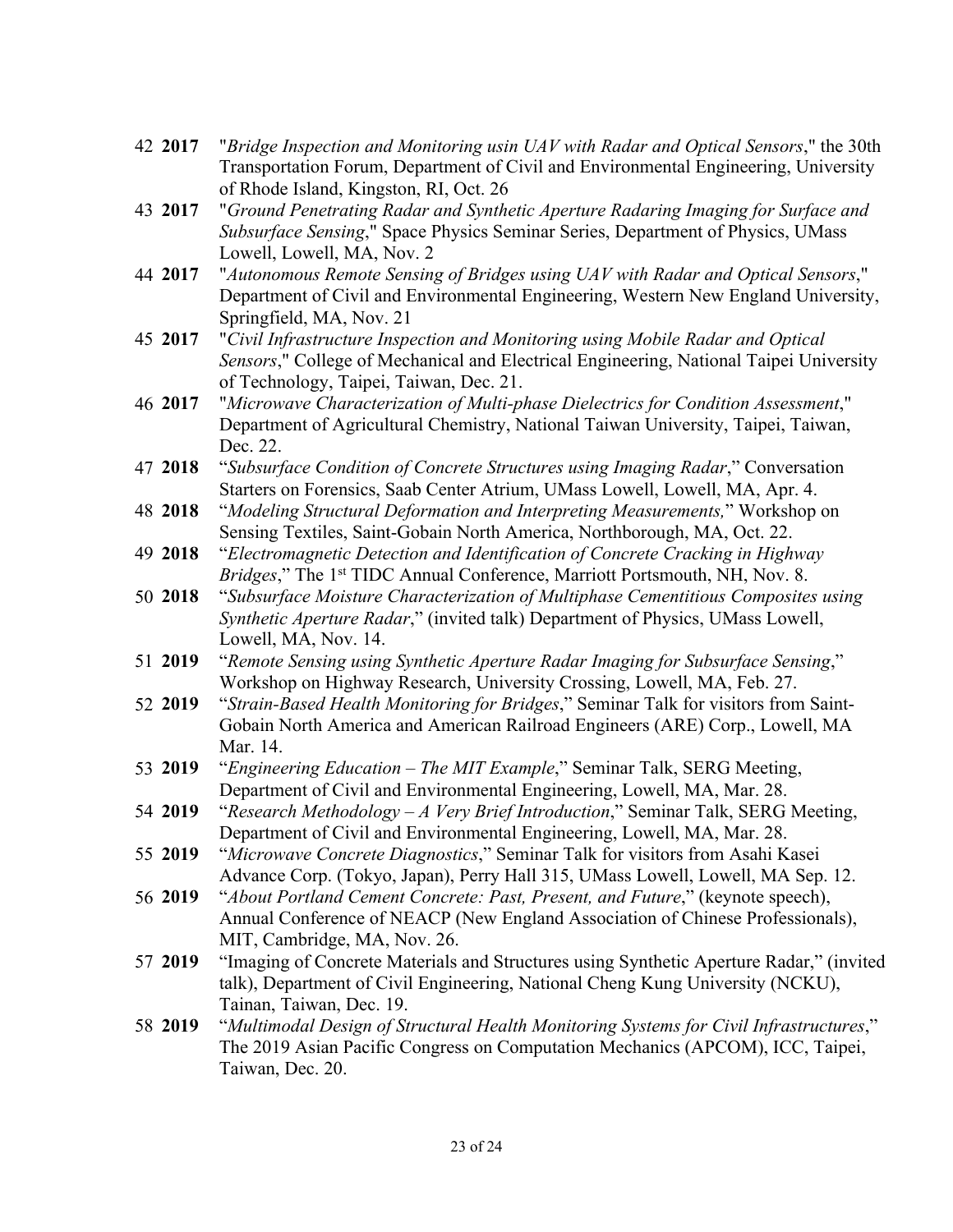42 **2017** "*Bridge Inspection and Monitoring usin UAV with Radar and Optical Sensors*," the 30th Transportation Forum, Department of Civil and Environmental Engineering, University of Rhode Island, Kingston, RI, Oct. 26

43 **2017** "*Ground Penetrating Radar and Synthetic Aperture Radaring Imaging for Surface and Subsurface Sensing*," Space Physics Seminar Series, Department of Physics, UMass Lowell, Lowell, MA, Nov. 2

44 **2017** "*Autonomous Remote Sensing of Bridges using UAV with Radar and Optical Sensors*," Department of Civil and Environmental Engineering, Western New England University, Springfield, MA, Nov. 21

45 **2017** "*Civil Infrastructure Inspection and Monitoring using Mobile Radar and Optical Sensors*," College of Mechanical and Electrical Engineering, National Taipei University of Technology, Taipei, Taiwan, Dec. 21.

46 **2017** "*Microwave Characterization of Multi-phase Dielectrics for Condition Assessment*," Department of Agricultural Chemistry, National Taiwan University, Taipei, Taiwan, Dec. 22.

47 **2018** "*Subsurface Condition of Concrete Structures using Imaging Radar*," Conversation Starters on Forensics, Saab Center Atrium, UMass Lowell, Lowell, MA, Apr. 4.

48 **2018** "*Modeling Structural Deformation and Interpreting Measurements,*" Workshop on Sensing Textiles, Saint-Gobain North America, Northborough, MA, Oct. 22.

49 **2018** "*Electromagnetic Detection and Identification of Concrete Cracking in Highway Bridges*," The 1st TIDC Annual Conference, Marriott Portsmouth, NH, Nov. 8.

50 **2018** "*Subsurface Moisture Characterization of Multiphase Cementitious Composites using Synthetic Aperture Radar*," (invited talk) Department of Physics, UMass Lowell, Lowell, MA, Nov. 14.

51 **2019** "*Remote Sensing using Synthetic Aperture Radar Imaging for Subsurface Sensing*," Workshop on Highway Research, University Crossing, Lowell, MA, Feb. 27.

52 **2019** "*Strain-Based Health Monitoring for Bridges*," Seminar Talk for visitors from Saint-Gobain North America and American Railroad Engineers (ARE) Corp., Lowell, MA Mar. 14.

53 **2019** "*Engineering Education – The MIT Example*," Seminar Talk, SERG Meeting, Department of Civil and Environmental Engineering, Lowell, MA, Mar. 28.

54 **2019** "*Research Methodology – A Very Brief Introduction*," Seminar Talk, SERG Meeting, Department of Civil and Environmental Engineering, Lowell, MA, Mar. 28.

55 **2019** "*Microwave Concrete Diagnostics*," Seminar Talk for visitors from Asahi Kasei Advance Corp. (Tokyo, Japan), Perry Hall 315, UMass Lowell, Lowell, MA Sep. 12.

56 **2019** "*About Portland Cement Concrete: Past, Present, and Future*," (keynote speech), Annual Conference of NEACP (New England Association of Chinese Professionals), MIT, Cambridge, MA, Nov. 26.

57 **2019** "Imaging of Concrete Materials and Structures using Synthetic Aperture Radar," (invited talk), Department of Civil Engineering, National Cheng Kung University (NCKU), Tainan, Taiwan, Dec. 19.

58 **2019** "*Multimodal Design of Structural Health Monitoring Systems for Civil Infrastructures*," The 2019 Asian Pacific Congress on Computation Mechanics (APCOM), ICC, Taipei, Taiwan, Dec. 20.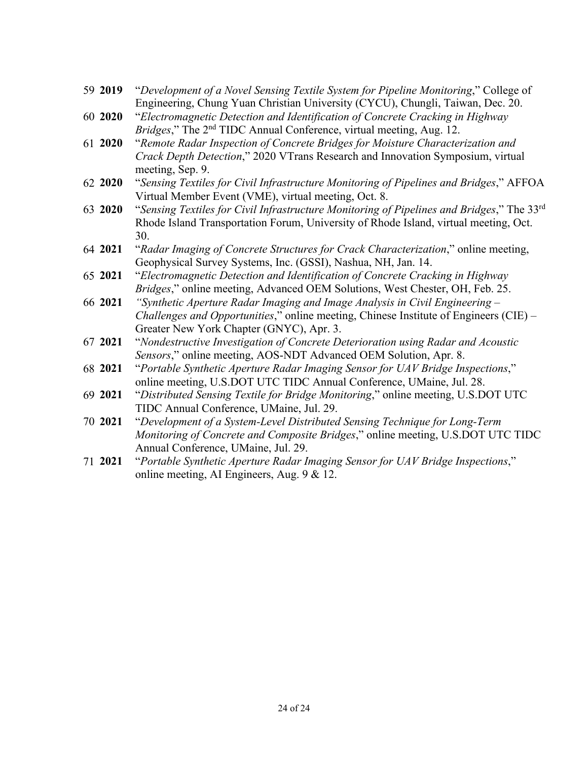59 **2019** "*Development of a Novel Sensing Textile System for Pipeline Monitoring*," College of Engineering, Chung Yuan Christian University (CYCU), Chungli, Taiwan, Dec. 20.

60 **2020** "*Electromagnetic Detection and Identification of Concrete Cracking in Highway Bridges*," The 2nd TIDC Annual Conference, virtual meeting, Aug. 12.

61 **2020** "*Remote Radar Inspection of Concrete Bridges for Moisture Characterization and Crack Depth Detection*," 2020 VTrans Research and Innovation Symposium, virtual meeting, Sep. 9.

62 **2020** "*Sensing Textiles for Civil Infrastructure Monitoring of Pipelines and Bridges*," AFFOA Virtual Member Event (VME), virtual meeting, Oct. 8.

63 **2020** "*Sensing Textiles for Civil Infrastructure Monitoring of Pipelines and Bridges*," The 33rd Rhode Island Transportation Forum, University of Rhode Island, virtual meeting, Oct. 30.

64 **2021** "*Radar Imaging of Concrete Structures for Crack Characterization*," online meeting, Geophysical Survey Systems, Inc. (GSSI), Nashua, NH, Jan. 14.

65 **2021** "*Electromagnetic Detection and Identification of Concrete Cracking in Highway Bridges*," online meeting, Advanced OEM Solutions, West Chester, OH, Feb. 25.

66 **2021** *"Synthetic Aperture Radar Imaging and Image Analysis in Civil Engineering – Challenges and Opportunities*," online meeting, Chinese Institute of Engineers (CIE) – Greater New York Chapter (GNYC), Apr. 3.

67 **2021** "*Nondestructive Investigation of Concrete Deterioration using Radar and Acoustic Sensors*," online meeting, AOS-NDT Advanced OEM Solution, Apr. 8.

68 **2021** "*Portable Synthetic Aperture Radar Imaging Sensor for UAV Bridge Inspections*," online meeting, U.S.DOT UTC TIDC Annual Conference, UMaine, Jul. 28.

69 **2021** "*Distributed Sensing Textile for Bridge Monitoring*," online meeting, U.S.DOT UTC TIDC Annual Conference, UMaine, Jul. 29.

70 **2021** "*Development of a System-Level Distributed Sensing Technique for Long-Term Monitoring of Concrete and Composite Bridges*," online meeting, U.S.DOT UTC TIDC Annual Conference, UMaine, Jul. 29.

71 **2021** "*Portable Synthetic Aperture Radar Imaging Sensor for UAV Bridge Inspections*," online meeting, AI Engineers, Aug. 9 & 12.